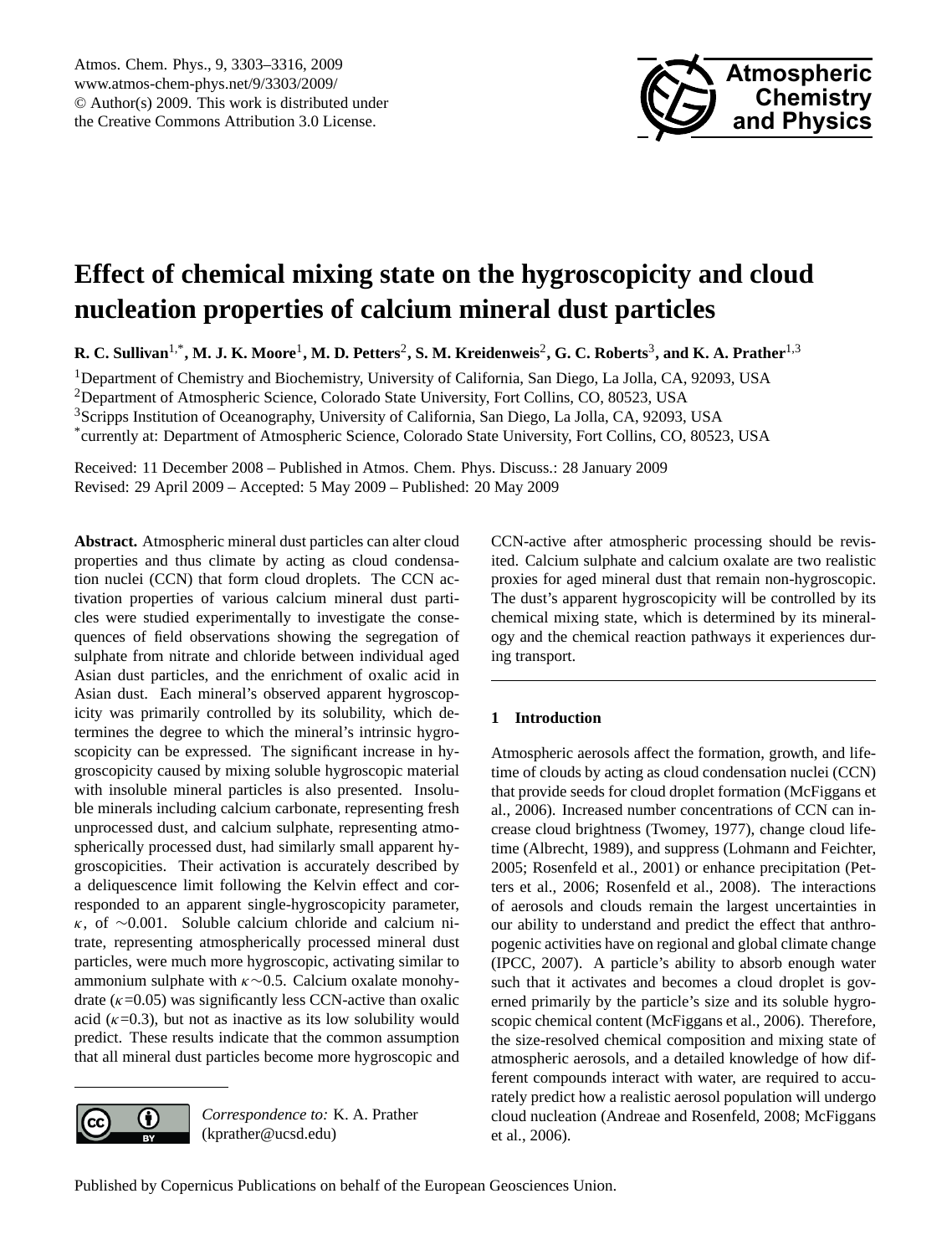# Effect of chemical mixing state on the hygroscopicity and cloud nucleation properties of calcium mineral dust particles

**R. C. Sullivan[1,*], M. J. K. Moore[1], M. D. Petters[2], S. M. Kreidenweis[2], G. C. Roberts[3], and K. A. Prather[1,3]**

[1]Department of Chemistry and Biochemistry, University of California, San Diego, La Jolla, CA, 92093, USA
[2]Department of Atmospheric Science, Colorado State University, Fort Collins, CO, 80523, USA
[3]Scripps Institution of Oceanography, University of California, San Diego, La Jolla, CA, 92093, USA
[*]currently at: Department of Atmospheric Science, Colorado State University, Fort Collins, CO, 80523, USA

Received: 11 December 2008 – Published in Atmos. Chem. Phys. Discuss.: 28 January 2009
Revised: 29 April 2009 – Accepted: 5 May 2009 – Published: 20 May 2009

**Abstract.** Atmospheric mineral dust particles can alter cloud properties and thus climate by acting as cloud condensation nuclei (CCN) that form cloud droplets. The CCN activation properties of various calcium mineral dust particles were studied experimentally to investigate the consequences of field observations showing the segregation of sulphate from nitrate and chloride between individual aged Asian dust particles, and the enrichment of oxalic acid in Asian dust. Each mineral's observed apparent hygroscopicity was primarily controlled by its solubility, which determines the degree to which the mineral's intrinsic hygroscopicity can be expressed. The significant increase in hygroscopicity caused by mixing soluble hygroscopic material with insoluble mineral particles is also presented. Insoluble minerals including calcium carbonate, representing fresh unprocessed dust, and calcium sulphate, representing atmospherically processed dust, had similarly small apparent hygroscopicities. Their activation is accurately described by a deliquescence limit following the Kelvin effect and corresponded to an apparent single-hygroscopicity parameter, $\kappa$, of $\sim$0.001. Soluble calcium chloride and calcium nitrate, representing atmospherically processed mineral dust particles, were much more hygroscopic, activating similar to ammonium sulphate with $\kappa\sim$0.5. Calcium oxalate monohydrate ($\kappa$=0.05) was significantly less CCN-active than oxalic acid ($\kappa$=0.3), but not as inactive as its low solubility would predict. These results indicate that the common assumption that all mineral dust particles become more hygroscopic and CCN-active after atmospheric processing should be revisited. Calcium sulphate and calcium oxalate are two realistic proxies for aged mineral dust that remain non-hygroscopic. The dust's apparent hygroscopicity will be controlled by its chemical mixing state, which is determined by its mineralogy and the chemical reaction pathways it experiences during transport.

*Correspondence to:* K. A. Prather (kprather@ucsd.edu)

## 1 Introduction

Atmospheric aerosols affect the formation, growth, and lifetime of clouds by acting as cloud condensation nuclei (CCN) that provide seeds for cloud droplet formation (McFiggans et al., 2006). Increased number concentrations of CCN can increase cloud brightness (Twomey, 1977), change cloud lifetime (Albrecht, 1989), and suppress (Lohmann and Feichter, 2005; Rosenfeld et al., 2001) or enhance precipitation (Petters et al., 2006; Rosenfeld et al., 2008). The interactions of aerosols and clouds remain the largest uncertainties in our ability to understand and predict the effect that anthropogenic activities have on regional and global climate change (IPCC, 2007). A particle's ability to absorb enough water such that it activates and becomes a cloud droplet is governed primarily by the particle's size and its soluble hygroscopic chemical content (McFiggans et al., 2006). Therefore, the size-resolved chemical composition and mixing state of atmospheric aerosols, and a detailed knowledge of how different compounds interact with water, are required to accurately predict how a realistic aerosol population will undergo cloud nucleation (Andreae and Rosenfeld, 2008; McFiggans et al., 2006).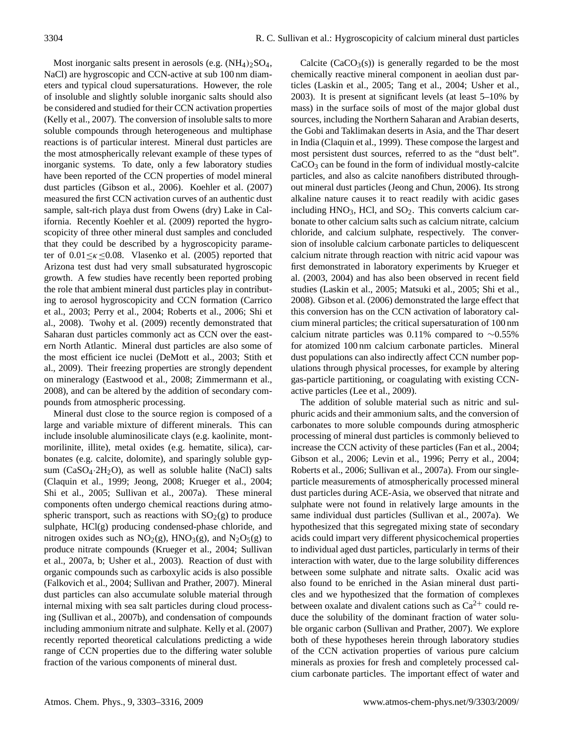Most inorganic salts present in aerosols (e.g. $(NH_4)_2SO_4$, NaCl) are hygroscopic and CCN-active at sub 100 nm diameters and typical cloud supersaturations. However, the role of insoluble and slightly soluble inorganic salts should also be considered and studied for their CCN activation properties (Kelly et al., 2007). The conversion of insoluble salts to more soluble compounds through heterogeneous and multiphase reactions is of particular interest. Mineral dust particles are the most atmospherically relevant example of these types of inorganic systems. To date, only a few laboratory studies have been reported of the CCN properties of model mineral dust particles (Gibson et al., 2006). Koehler et al. (2007) measured the first CCN activation curves of an authentic dust sample, salt-rich playa dust from Owens (dry) Lake in California. Recently Koehler et al. (2009) reported the hygroscopicity of three other mineral dust samples and concluded that they could be described by a hygroscopicity parameter of $0.01 \leq \kappa \leq 0.08$. Vlasenko et al. (2005) reported that Arizona test dust had very small subsaturated hygroscopic growth. A few studies have recently been reported probing the role that ambient mineral dust particles play in contributing to aerosol hygroscopicity and CCN formation (Carrico et al., 2003; Perry et al., 2004; Roberts et al., 2006; Shi et al., 2008). Twohy et al. (2009) recently demonstrated that Saharan dust particles commonly act as CCN over the eastern North Atlantic. Mineral dust particles are also some of the most efficient ice nuclei (DeMott et al., 2003; Stith et al., 2009). Their freezing properties are strongly dependent on mineralogy (Eastwood et al., 2008; Zimmermann et al., 2008), and can be altered by the addition of secondary compounds from atmospheric processing.

Mineral dust close to the source region is composed of a large and variable mixture of different minerals. This can include insoluble aluminosilicate clays (e.g. kaolinite, montmorilinite, illite), metal oxides (e.g. hematite, silica), carbonates (e.g. calcite, dolomite), and sparingly soluble gypsum ($CaSO_4 \cdot 2H_2O$), as well as soluble halite (NaCl) salts (Claquin et al., 1999; Jeong, 2008; Krueger et al., 2004; Shi et al., 2005; Sullivan et al., 2007a). These mineral components often undergo chemical reactions during atmospheric transport, such as reactions with $SO_2$(g) to produce sulphate, HCl(g) producing condensed-phase chloride, and nitrogen oxides such as $NO_2$(g), $HNO_3$(g), and $N_2O_5$(g) to produce nitrate compounds (Krueger et al., 2004; Sullivan et al., 2007a, b; Usher et al., 2003). Reaction of dust with organic compounds such as carboxylic acids is also possible (Falkovich et al., 2004; Sullivan and Prather, 2007). Mineral dust particles can also accumulate soluble material through internal mixing with sea salt particles during cloud processing (Sullivan et al., 2007b), and condensation of compounds including ammonium nitrate and sulphate. Kelly et al. (2007) recently reported theoretical calculations predicting a wide range of CCN properties due to the differing water soluble fraction of the various components of mineral dust.

Calcite ($CaCO_3$(s)) is generally regarded to be the most chemically reactive mineral component in aeolian dust particles (Laskin et al., 2005; Tang et al., 2004; Usher et al., 2003). It is present at significant levels (at least 5–10% by mass) in the surface soils of most of the major global dust sources, including the Northern Saharan and Arabian deserts, the Gobi and Taklimakan deserts in Asia, and the Thar desert in India (Claquin et al., 1999). These compose the largest and most persistent dust sources, referred to as the "dust belt". $CaCO_3$ can be found in the form of individual mostly-calcite particles, and also as calcite nanofibers distributed throughout mineral dust particles (Jeong and Chun, 2006). Its strong alkaline nature causes it to react readily with acidic gases including $HNO_3$, HCl, and $SO_2$. This converts calcium carbonate to other calcium salts such as calcium nitrate, calcium chloride, and calcium sulphate, respectively. The conversion of insoluble calcium carbonate particles to deliquescent calcium nitrate through reaction with nitric acid vapour was first demonstrated in laboratory experiments by Krueger et al. (2003, 2004) and has also been observed in recent field studies (Laskin et al., 2005; Matsuki et al., 2005; Shi et al., 2008). Gibson et al. (2006) demonstrated the large effect that this conversion has on the CCN activation of laboratory calcium mineral particles; the critical supersaturation of 100 nm calcium nitrate particles was 0.11% compared to $\sim$0.55% for atomized 100 nm calcium carbonate particles. Mineral dust populations can also indirectly affect CCN number populations through physical processes, for example by altering gas-particle partitioning, or coagulating with existing CCN-active particles (Lee et al., 2009).

The addition of soluble material such as nitric and sulphuric acids and their ammonium salts, and the conversion of carbonates to more soluble compounds during atmospheric processing of mineral dust particles is commonly believed to increase the CCN activity of these particles (Fan et al., 2004; Gibson et al., 2006; Levin et al., 1996; Perry et al., 2004; Roberts et al., 2006; Sullivan et al., 2007a). From our single-particle measurements of atmospherically processed mineral dust particles during ACE-Asia, we observed that nitrate and sulphate were not found in relatively large amounts in the same individual dust particles (Sullivan et al., 2007a). We hypothesized that this segregated mixing state of secondary acids could impart very different physicochemical properties to individual aged dust particles, particularly in terms of their interaction with water, due to the large solubility differences between some sulphate and nitrate salts. Oxalic acid was also found to be enriched in the Asian mineral dust particles and we hypothesized that the formation of complexes between oxalate and divalent cations such as $Ca^{2+}$ could reduce the solubility of the dominant fraction of water soluble organic carbon (Sullivan and Prather, 2007). We explore both of these hypotheses herein through laboratory studies of the CCN activation properties of various pure calcium minerals as proxies for fresh and completely processed calcium carbonate particles. The important effect of water and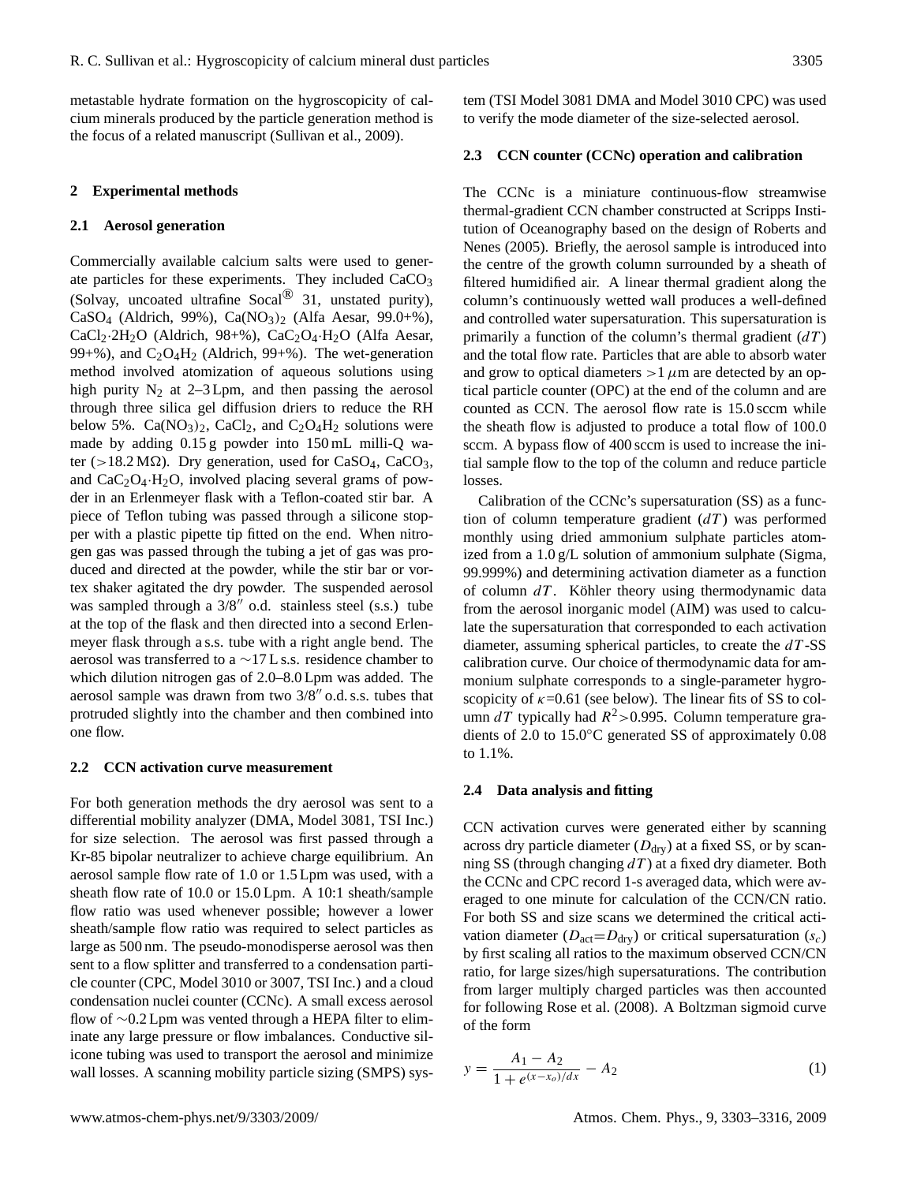metastable hydrate formation on the hygroscopicity of calcium minerals produced by the particle generation method is the focus of a related manuscript (Sullivan et al., 2009).

## 2 Experimental methods

### 2.1 Aerosol generation

Commercially available calcium salts were used to generate particles for these experiments. They included $CaCO_3$ (Solvay, uncoated ultrafine Socal® 31, unstated purity), $CaSO_4$ (Aldrich, 99%), $Ca(NO_3)_2$ (Alfa Aesar, 99.0+%), $CaCl_2{\cdot}2H_2O$ (Aldrich, 98+%), $CaC_2O_4{\cdot}H_2O$ (Alfa Aesar, 99+%), and $C_2O_4H_2$ (Aldrich, 99+%). The wet-generation method involved atomization of aqueous solutions using high purity $N_2$ at 2–3 Lpm, and then passing the aerosol through three silica gel diffusion driers to reduce the RH below 5%. $Ca(NO_3)_2$, $CaCl_2$, and $C_2O_4H_2$ solutions were made by adding 0.15 g powder into 150 mL milli-Q water (>18.2 MΩ). Dry generation, used for $CaSO_4$, $CaCO_3$, and $CaC_2O_4{\cdot}H_2O$, involved placing several grams of powder in an Erlenmeyer flask with a Teflon-coated stir bar. A piece of Teflon tubing was passed through a silicone stopper with a plastic pipette tip fitted on the end. When nitrogen gas was passed through the tubing a jet of gas was produced and directed at the powder, while the stir bar or vortex shaker agitated the dry powder. The suspended aerosol was sampled through a 3/8″ o.d. stainless steel (s.s.) tube at the top of the flask and then directed into a second Erlenmeyer flask through a s.s. tube with a right angle bend. The aerosol was transferred to a ∼17 L s.s. residence chamber to which dilution nitrogen gas of 2.0–8.0 Lpm was added. The aerosol sample was drawn from two 3/8″ o.d. s.s. tubes that protruded slightly into the chamber and then combined into one flow.

### 2.2 CCN activation curve measurement

For both generation methods the dry aerosol was sent to a differential mobility analyzer (DMA, Model 3081, TSI Inc.) for size selection. The aerosol was first passed through a Kr-85 bipolar neutralizer to achieve charge equilibrium. An aerosol sample flow rate of 1.0 or 1.5 Lpm was used, with a sheath flow rate of 10.0 or 15.0 Lpm. A 10:1 sheath/sample flow ratio was used whenever possible; however a lower sheath/sample flow ratio was required to select particles as large as 500 nm. The pseudo-monodisperse aerosol was then sent to a flow splitter and transferred to a condensation particle counter (CPC, Model 3010 or 3007, TSI Inc.) and a cloud condensation nuclei counter (CCNc). A small excess aerosol flow of ∼0.2 Lpm was vented through a HEPA filter to eliminate any large pressure or flow imbalances. Conductive silicone tubing was used to transport the aerosol and minimize wall losses. A scanning mobility particle sizing (SMPS) system (TSI Model 3081 DMA and Model 3010 CPC) was used to verify the mode diameter of the size-selected aerosol.

### 2.3 CCN counter (CCNc) operation and calibration

The CCNc is a miniature continuous-flow streamwise thermal-gradient CCN chamber constructed at Scripps Institution of Oceanography based on the design of Roberts and Nenes (2005). Briefly, the aerosol sample is introduced into the centre of the growth column surrounded by a sheath of filtered humidified air. A linear thermal gradient along the column's continuously wetted wall produces a well-defined and controlled water supersaturation. This supersaturation is primarily a function of the column's thermal gradient ($dT$) and the total flow rate. Particles that are able to absorb water and grow to optical diameters $>1\,\mu$m are detected by an optical particle counter (OPC) at the end of the column and are counted as CCN. The aerosol flow rate is 15.0 sccm while the sheath flow is adjusted to produce a total flow of 100.0 sccm. A bypass flow of 400 sccm is used to increase the initial sample flow to the top of the column and reduce particle losses.

Calibration of the CCNc's supersaturation (SS) as a function of column temperature gradient ($dT$) was performed monthly using dried ammonium sulphate particles atomized from a 1.0 g/L solution of ammonium sulphate (Sigma, 99.999%) and determining activation diameter as a function of column $dT$. Köhler theory using thermodynamic data from the aerosol inorganic model (AIM) was used to calculate the supersaturation that corresponded to each activation diameter, assuming spherical particles, to create the $dT$-SS calibration curve. Our choice of thermodynamic data for ammonium sulphate corresponds to a single-parameter hygroscopicity of $\kappa$=0.61 (see below). The linear fits of SS to column $dT$ typically had $R^2$>0.995. Column temperature gradients of 2.0 to 15.0°C generated SS of approximately 0.08 to 1.1%.

### 2.4 Data analysis and fitting

CCN activation curves were generated either by scanning across dry particle diameter ($D_{dry}$) at a fixed SS, or by scanning SS (through changing $dT$) at a fixed dry diameter. Both the CCNc and CPC record 1-s averaged data, which were averaged to one minute for calculation of the CCN/CN ratio. For both SS and size scans we determined the critical activation diameter ($D_{act}$=$D_{dry}$) or critical supersaturation ($s_c$) by first scaling all ratios to the maximum observed CCN/CN ratio, for large sizes/high supersaturations. The contribution from larger multiply charged particles was then accounted for following Rose et al. (2008). A Boltzman sigmoid curve of the form

$$y = \frac{A_1 - A_2}{1 + e^{(x-x_o)/dx}} - A_2 \tag{1}$$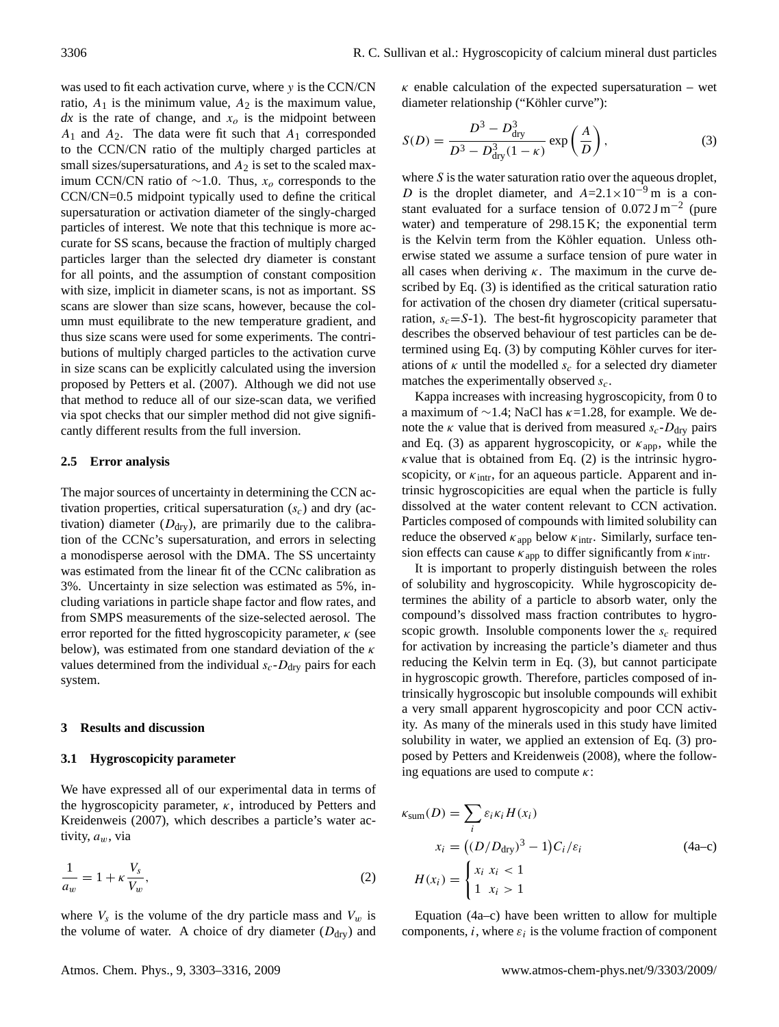was used to fit each activation curve, where $y$ is the CCN/CN ratio, $A_1$ is the minimum value, $A_2$ is the maximum value, $dx$ is the rate of change, and $x_o$ is the midpoint between $A_1$ and $A_2$. The data were fit such that $A_1$ corresponded to the CCN/CN ratio of the multiply charged particles at small sizes/supersaturations, and $A_2$ is set to the scaled maximum CCN/CN ratio of ∼1.0. Thus, $x_o$ corresponds to the CCN/CN=0.5 midpoint typically used to define the critical supersaturation or activation diameter of the singly-charged particles of interest. We note that this technique is more accurate for SS scans, because the fraction of multiply charged particles larger than the selected dry diameter is constant for all points, and the assumption of constant composition with size, implicit in diameter scans, is not as important. SS scans are slower than size scans, however, because the column must equilibrate to the new temperature gradient, and thus size scans were used for some experiments. The contributions of multiply charged particles to the activation curve in size scans can be explicitly calculated using the inversion proposed by Petters et al. (2007). Although we did not use that method to reduce all of our size-scan data, we verified via spot checks that our simpler method did not give significantly different results from the full inversion.

### 2.5 Error analysis

The major sources of uncertainty in determining the CCN activation properties, critical supersaturation ($s_c$) and dry (activation) diameter ($D_{\mathrm{dry}}$), are primarily due to the calibration of the CCNc's supersaturation, and errors in selecting a monodisperse aerosol with the DMA. The SS uncertainty was estimated from the linear fit of the CCNc calibration as 3%. Uncertainty in size selection was estimated as 5%, including variations in particle shape factor and flow rates, and from SMPS measurements of the size-selected aerosol. The error reported for the fitted hygroscopicity parameter, $\kappa$ (see below), was estimated from one standard deviation of the $\kappa$ values determined from the individual $s_c$-$D_{\mathrm{dry}}$ pairs for each system.

## 3 Results and discussion

### 3.1 Hygroscopicity parameter

We have expressed all of our experimental data in terms of the hygroscopicity parameter, $\kappa$, introduced by Petters and Kreidenweis (2007), which describes a particle's water activity, $a_w$, via

$$\frac{1}{a_w} = 1 + \kappa \frac{V_s}{V_w}, \tag{2}$$

where $V_s$ is the volume of the dry particle mass and $V_w$ is the volume of water. A choice of dry diameter ($D_{\mathrm{dry}}$) and $\kappa$ enable calculation of the expected supersaturation – wet diameter relationship ("Köhler curve"):

$$S(D) = \frac{D^3 - D_{\mathrm{dry}}^3}{D^3 - D_{\mathrm{dry}}^3(1-\kappa)} \exp\left(\frac{A}{D}\right), \tag{3}$$

where $S$ is the water saturation ratio over the aqueous droplet, $D$ is the droplet diameter, and $A$=2.1×10$^{-9}$ m is a constant evaluated for a surface tension of 0.072 J m$^{-2}$ (pure water) and temperature of 298.15 K; the exponential term is the Kelvin term from the Köhler equation. Unless otherwise stated we assume a surface tension of pure water in all cases when deriving $\kappa$. The maximum in the curve described by Eq. (3) is identified as the critical saturation ratio for activation of the chosen dry diameter (critical supersaturation, $s_c$=$S$-1). The best-fit hygroscopicity parameter that describes the observed behaviour of test particles can be determined using Eq. (3) by computing Köhler curves for iterations of $\kappa$ until the modelled $s_c$ for a selected dry diameter matches the experimentally observed $s_c$.

Kappa increases with increasing hygroscopicity, from 0 to a maximum of ∼1.4; NaCl has $\kappa$=1.28, for example. We denote the $\kappa$ value that is derived from measured $s_c$-$D_{\mathrm{dry}}$ pairs and Eq. (3) as apparent hygroscopicity, or $\kappa_{\mathrm{app}}$, while the $\kappa$value that is obtained from Eq. (2) is the intrinsic hygroscopicity, or $\kappa_{\mathrm{intr}}$, for an aqueous particle. Apparent and intrinsic hygroscopicities are equal when the particle is fully dissolved at the water content relevant to CCN activation. Particles composed of compounds with limited solubility can reduce the observed $\kappa_{\mathrm{app}}$ below $\kappa_{\mathrm{intr}}$. Similarly, surface tension effects can cause $\kappa_{\mathrm{app}}$ to differ significantly from $\kappa_{\mathrm{intr}}$.

It is important to properly distinguish between the roles of solubility and hygroscopicity. While hygroscopicity determines the ability of a particle to absorb water, only the compound's dissolved mass fraction contributes to hygroscopic growth. Insoluble components lower the $s_c$ required for activation by increasing the particle's diameter and thus reducing the Kelvin term in Eq. (3), but cannot participate in hygroscopic growth. Therefore, particles composed of intrinsically hygroscopic but insoluble compounds will exhibit a very small apparent hygroscopicity and poor CCN activity. As many of the minerals used in this study have limited solubility in water, we applied an extension of Eq. (3) proposed by Petters and Kreidenweis (2008), where the following equations are used to compute $\kappa$:

$$\kappa_{\mathrm{sum}}(D) = \sum_i \varepsilon_i \kappa_i H(x_i)$$

$$x_i = \left((D/D_{\mathrm{dry}})^3 - 1\right) C_i/\varepsilon_i \tag{4a–c}$$

$$H(x_i) = \begin{cases} x_i & x_i < 1 \\ 1 & x_i > 1 \end{cases}$$

Equation (4a–c) have been written to allow for multiple components, $i$, where $\varepsilon_i$ is the volume fraction of component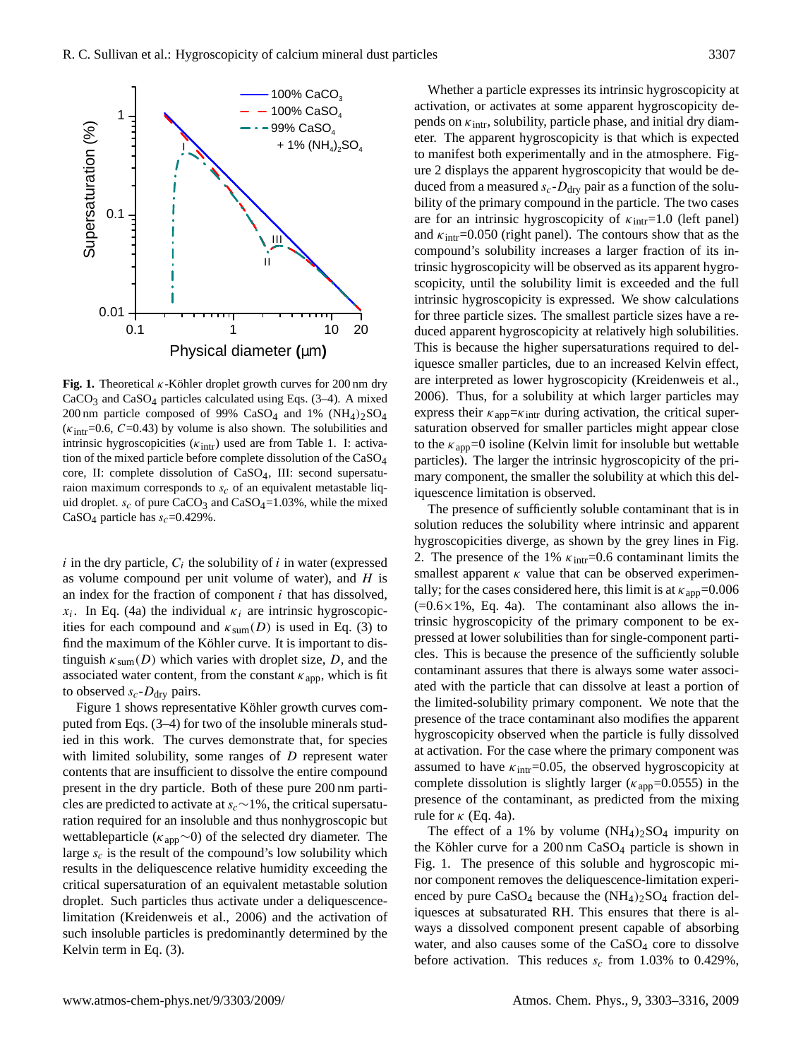**Fig. 1.** Theoretical $\kappa$-Köhler droplet growth curves for 200 nm dry $CaCO_3$ and $CaSO_4$ particles calculated using Eqs. (3–4). A mixed 200 nm particle composed of 99% $CaSO_4$ and 1% $(NH_4)_2SO_4$ ($\kappa_{intr}$=0.6, $C$=0.43) by volume is also shown. The solubilities and intrinsic hygroscopicities ($\kappa_{intr}$) used are from Table 1. I: activation of the mixed particle before complete dissolution of the $CaSO_4$ core, II: complete dissolution of $CaSO_4$, III: second supersaturaion maximum corresponds to $s_c$ of an equivalent metastable liquid droplet. $s_c$ of pure $CaCO_3$ and $CaSO_4$=1.03%, while the mixed $CaSO_4$ particle has $s_c$=0.429%.

$i$ in the dry particle, $C_i$ the solubility of $i$ in water (expressed as volume compound per unit volume of water), and $H$ is an index for the fraction of component $i$ that has dissolved, $x_i$. In Eq. (4a) the individual $\kappa_i$ are intrinsic hygroscopicities for each compound and $\kappa_{sum}(D)$ is used in Eq. (3) to find the maximum of the Köhler curve. It is important to distinguish $\kappa_{sum}(D)$ which varies with droplet size, $D$, and the associated water content, from the constant $\kappa_{app}$, which is fit to observed $s_c$-$D_{dry}$ pairs.

Figure 1 shows representative Köhler growth curves computed from Eqs. (3–4) for two of the insoluble minerals studied in this work. The curves demonstrate that, for species with limited solubility, some ranges of $D$ represent water contents that are insufficient to dissolve the entire compound present in the dry particle. Both of these pure 200 nm particles are predicted to activate at $s_c$~1%, the critical supersaturation required for an insoluble and thus nonhygroscopic but wettableparticle ($\kappa_{app}$~0) of the selected dry diameter. The large $s_c$ is the result of the compound's low solubility which results in the deliquescence relative humidity exceeding the critical supersaturation of an equivalent metastable solution droplet. Such particles thus activate under a deliquescence-limitation (Kreidenweis et al., 2006) and the activation of such insoluble particles is predominantly determined by the Kelvin term in Eq. (3).

Whether a particle expresses its intrinsic hygroscopicity at activation, or activates at some apparent hygroscopicity depends on $\kappa_{intr}$, solubility, particle phase, and initial dry diameter. The apparent hygroscopicity is that which is expected to manifest both experimentally and in the atmosphere. Figure 2 displays the apparent hygroscopicity that would be deduced from a measured $s_c$-$D_{dry}$ pair as a function of the solubility of the primary compound in the particle. The two cases are for an intrinsic hygroscopicity of $\kappa_{intr}$=1.0 (left panel) and $\kappa_{intr}$=0.050 (right panel). The contours show that as the compound's solubility increases a larger fraction of its intrinsic hygroscopicity will be observed as its apparent hygroscopicity, until the solubility limit is exceeded and the full intrinsic hygroscopicity is expressed. We show calculations for three particle sizes. The smallest particle sizes have a reduced apparent hygroscopicity at relatively high solubilities. This is because the higher supersaturations required to deliquesce smaller particles, due to an increased Kelvin effect, are interpreted as lower hygroscopicity (Kreidenweis et al., 2006). Thus, for a solubility at which larger particles may express their $\kappa_{app}$=$\kappa_{intr}$ during activation, the critical supersaturation observed for smaller particles might appear close to the $\kappa_{app}$=0 isoline (Kelvin limit for insoluble but wettable particles). The larger the intrinsic hygroscopicity of the primary component, the smaller the solubility at which this deliquescence limitation is observed.

The presence of sufficiently soluble contaminant that is in solution reduces the solubility where intrinsic and apparent hygroscopicities diverge, as shown by the grey lines in Fig. 2. The presence of the 1% $\kappa_{intr}$=0.6 contaminant limits the smallest apparent $\kappa$ value that can be observed experimentally; for the cases considered here, this limit is at $\kappa_{app}$=0.006 (=0.6×1%, Eq. 4a). The contaminant also allows the intrinsic hygroscopicity of the primary component to be expressed at lower solubilities than for single-component particles. This is because the presence of the sufficiently soluble contaminant assures that there is always some water associated with the particle that can dissolve at least a portion of the limited-solubility primary component. We note that the presence of the trace contaminant also modifies the apparent hygroscopicity observed when the particle is fully dissolved at activation. For the case where the primary component was assumed to have $\kappa_{intr}$=0.05, the observed hygroscopicity at complete dissolution is slightly larger ($\kappa_{app}$=0.0555) in the presence of the contaminant, as predicted from the mixing rule for $\kappa$ (Eq. 4a).

The effect of a 1% by volume $(NH_4)_2SO_4$ impurity on the Köhler curve for a 200 nm $CaSO_4$ particle is shown in Fig. 1. The presence of this soluble and hygroscopic minor component removes the deliquescence-limitation experienced by pure $CaSO_4$ because the $(NH_4)_2SO_4$ fraction deliquesces at subsaturated RH. This ensures that there is always a dissolved component present capable of absorbing water, and also causes some of the $CaSO_4$ core to dissolve before activation. This reduces $s_c$ from 1.03% to 0.429%,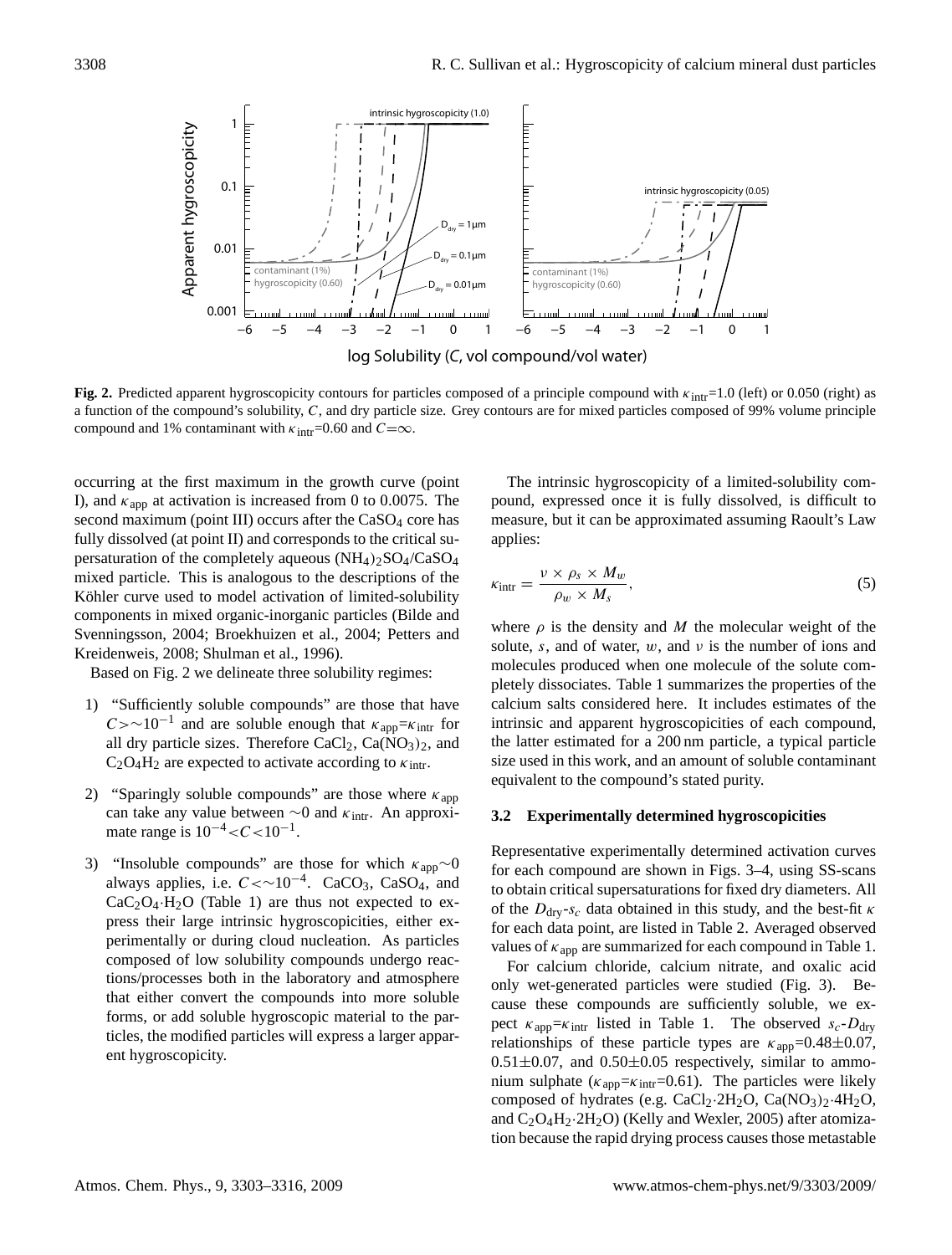**Fig. 2.** Predicted apparent hygroscopicity contours for particles composed of a principle compound with $\kappa_{intr}$=1.0 (left) or 0.050 (right) as a function of the compound's solubility, $C$, and dry particle size. Grey contours are for mixed particles composed of 99% volume principle compound and 1% contaminant with $\kappa_{intr}$=0.60 and $C$=∞.

occurring at the first maximum in the growth curve (point I), and $\kappa_{app}$ at activation is increased from 0 to 0.0075. The second maximum (point III) occurs after the $CaSO_4$ core has fully dissolved (at point II) and corresponds to the critical supersaturation of the completely aqueous $(NH_4)_2SO_4/CaSO_4$ mixed particle. This is analogous to the descriptions of the Köhler curve used to model activation of limited-solubility components in mixed organic-inorganic particles (Bilde and Svenningsson, 2004; Broekhuizen et al., 2004; Petters and Kreidenweis, 2008; Shulman et al., 1996).

Based on Fig. 2 we delineate three solubility regimes:

1) "Sufficiently soluble compounds" are those that have $C>\sim10^{-1}$ and are soluble enough that $\kappa_{app}$=$\kappa_{intr}$ for all dry particle sizes. Therefore $CaCl_2$, $Ca(NO_3)_2$, and $C_2O_4H_2$ are expected to activate according to $\kappa_{intr}$.

2) "Sparingly soluble compounds" are those where $\kappa_{app}$ can take any value between ~0 and $\kappa_{intr}$. An approximate range is $10^{-4}<C<10^{-1}$.

3) "Insoluble compounds" are those for which $\kappa_{app}\sim0$ always applies, i.e. $C<\sim10^{-4}$. $CaCO_3$, $CaSO_4$, and $CaC_2O_4\cdot H_2O$ (Table 1) are thus not expected to express their large intrinsic hygroscopicities, either experimentally or during cloud nucleation. As particles composed of low solubility compounds undergo reactions/processes both in the laboratory and atmosphere that either convert the compounds into more soluble forms, or add soluble hygroscopic material to the particles, the modified particles will express a larger apparent hygroscopicity.

The intrinsic hygroscopicity of a limited-solubility compound, expressed once it is fully dissolved, is difficult to measure, but it can be approximated assuming Raoult's Law applies:

$$\kappa_{intr} = \frac{\nu \times \rho_s \times M_w}{\rho_w \times M_s}, \tag{5}$$

where $\rho$ is the density and $M$ the molecular weight of the solute, $s$, and of water, $w$, and $\nu$ is the number of ions and molecules produced when one molecule of the solute completely dissociates. Table 1 summarizes the properties of the calcium salts considered here. It includes estimates of the intrinsic and apparent hygroscopicities of each compound, the latter estimated for a 200 nm particle, a typical particle size used in this work, and an amount of soluble contaminant equivalent to the compound's stated purity.

### 3.2 Experimentally determined hygroscopicities

Representative experimentally determined activation curves for each compound are shown in Figs. 3–4, using SS-scans to obtain critical supersaturations for fixed dry diameters. All of the $D_{dry}$-$s_c$ data obtained in this study, and the best-fit $\kappa$ for each data point, are listed in Table 2. Averaged observed values of $\kappa_{app}$ are summarized for each compound in Table 1.

For calcium chloride, calcium nitrate, and oxalic acid only wet-generated particles were studied (Fig. 3). Because these compounds are sufficiently soluble, we expect $\kappa_{app}$=$\kappa_{intr}$ listed in Table 1. The observed $s_c$-$D_{dry}$ relationships of these particle types are $\kappa_{app}$=0.48±0.07, 0.51±0.07, and 0.50±0.05 respectively, similar to ammonium sulphate ($\kappa_{app}$=$\kappa_{intr}$=0.61). The particles were likely composed of hydrates (e.g. $CaCl_2\cdot2H_2O$, $Ca(NO_3)_2\cdot4H_2O$, and $C_2O_4H_2\cdot2H_2O$) (Kelly and Wexler, 2005) after atomization because the rapid drying process causes those metastable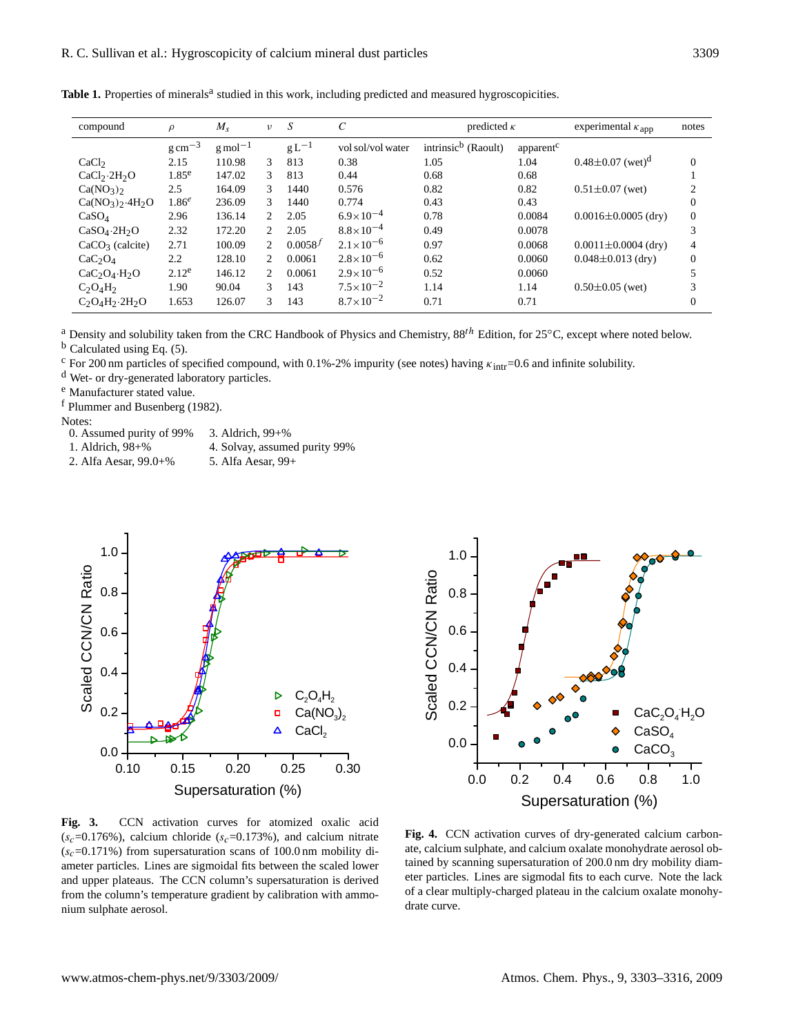**Table 1.** Properties of minerals[a] studied in this work, including predicted and measured hygroscopicities.

| compound | $\rho$ | $M_s$ | $\nu$ | $S$ | $C$ | predicted $\kappa$ | | experimental $\kappa_{app}$ | notes |
|---|---|---|---|---|---|---|---|---|---|
| | g cm$^{-3}$ | g mol$^{-1}$ | | g L$^{-1}$ | vol sol/vol water | intrinsic[b] (Raoult) | apparent[c] | | |
| $CaCl_2$ | 2.15 | 110.98 | 3 | 813 | 0.38 | 1.05 | 1.04 | 0.48±0.07 (wet)[d] | 0 |
| $CaCl_2 \cdot 2H_2O$ | 1.85[e] | 147.02 | 3 | 813 | 0.44 | 0.68 | 0.68 | | 1 |
| $Ca(NO_3)_2$ | 2.5 | 164.09 | 3 | 1440 | 0.576 | 0.82 | 0.82 | 0.51±0.07 (wet) | 2 |
| $Ca(NO_3)_2 \cdot 4H_2O$ | 1.86[e] | 236.09 | 3 | 1440 | 0.774 | 0.43 | 0.43 | | 0 |
| $CaSO_4$ | 2.96 | 136.14 | 2 | 2.05 | $6.9\times10^{-4}$ | 0.78 | 0.0084 | 0.0016±0.0005 (dry) | 0 |
| $CaSO_4 \cdot 2H_2O$ | 2.32 | 172.20 | 2 | 2.05 | $8.8\times10^{-4}$ | 0.49 | 0.0078 | | 3 |
| $CaCO_3$ (calcite) | 2.71 | 100.09 | 2 | 0.0058[f] | $2.1\times10^{-6}$ | 0.97 | 0.0068 | 0.0011±0.0004 (dry) | 4 |
| $CaC_2O_4$ | 2.2 | 128.10 | 2 | 0.0061 | $2.8\times10^{-6}$ | 0.62 | 0.0060 | 0.048±0.013 (dry) | 0 |
| $CaC_2O_4 \cdot H_2O$ | 2.12[e] | 146.12 | 2 | 0.0061 | $2.9\times10^{-6}$ | 0.52 | 0.0060 | | 5 |
| $C_2O_4H_2$ | 1.90 | 90.04 | 3 | 143 | $7.5\times10^{-2}$ | 1.14 | 1.14 | 0.50±0.05 (wet) | 3 |
| $C_2O_4H_2 \cdot 2H_2O$ | 1.653 | 126.07 | 3 | 143 | $8.7\times10^{-2}$ | 0.71 | 0.71 | | 0 |

[a] Density and solubility taken from the CRC Handbook of Physics and Chemistry, 88$^{th}$ Edition, for 25°C, except where noted below.
[b] Calculated using Eq. (5).
[c] For 200 nm particles of specified compound, with 0.1%-2% impurity (see notes) having $\kappa_{intr}$=0.6 and infinite solubility.
[d] Wet- or dry-generated laboratory particles.
[e] Manufacturer stated value.
[f] Plummer and Busenberg (1982).

Notes:
0. Assumed purity of 99%
1. Aldrich, 98+%
2. Alfa Aesar, 99.0+%
3. Aldrich, 99+%
4. Solvay, assumed purity 99%
5. Alfa Aesar, 99+

**Fig. 3.** CCN activation curves for atomized oxalic acid ($s_c$=0.176%), calcium chloride ($s_c$=0.173%), and calcium nitrate ($s_c$=0.171%) from supersaturation scans of 100.0 nm mobility diameter particles. Lines are sigmoidal fits between the scaled lower and upper plateaus. The CCN column's supersaturation is derived from the column's temperature gradient by calibration with ammonium sulphate aerosol.

**Fig. 4.** CCN activation curves of dry-generated calcium carbonate, calcium sulphate, and calcium oxalate monohydrate aerosol obtained by scanning supersaturation of 200.0 nm dry mobility diameter particles. Lines are sigmodal fits to each curve. Note the lack of a clear multiply-charged plateau in the calcium oxalate monohydrate curve.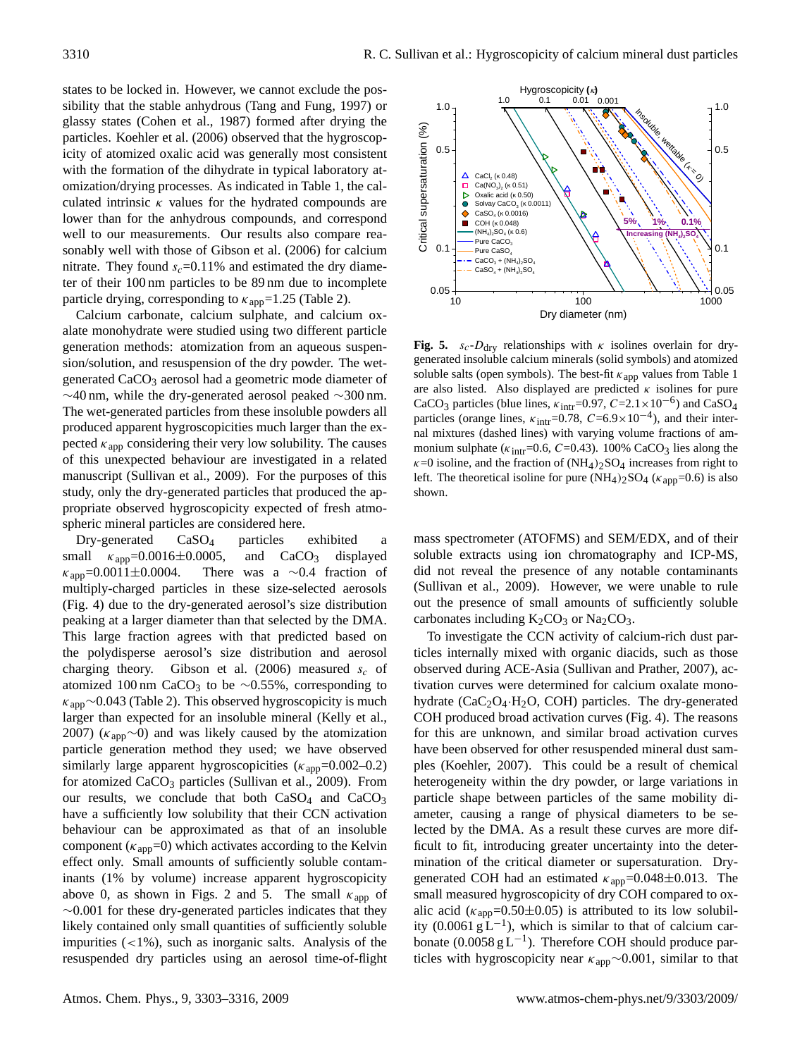states to be locked in. However, we cannot exclude the possibility that the stable anhydrous (Tang and Fung, 1997) or glassy states (Cohen et al., 1987) formed after drying the particles. Koehler et al. (2006) observed that the hygroscopicity of atomized oxalic acid was generally most consistent with the formation of the dihydrate in typical laboratory atomization/drying processes. As indicated in Table 1, the calculated intrinsic $\kappa$ values for the hydrated compounds are lower than for the anhydrous compounds, and correspond well to our measurements. Our results also compare reasonably well with those of Gibson et al. (2006) for calcium nitrate. They found $s_c$=0.11% and estimated the dry diameter of their 100 nm particles to be 89 nm due to incomplete particle drying, corresponding to $\kappa_{\text{app}}$=1.25 (Table 2).

Calcium carbonate, calcium sulphate, and calcium oxalate monohydrate were studied using two different particle generation methods: atomization from an aqueous suspension/solution, and resuspension of the dry powder. The wet-generated $CaCO_3$ aerosol had a geometric mode diameter of $\sim$40 nm, while the dry-generated aerosol peaked $\sim$300 nm. The wet-generated particles from these insoluble powders all produced apparent hygroscopicities much larger than the expected $\kappa_{\text{app}}$ considering their very low solubility. The causes of this unexpected behaviour are investigated in a related manuscript (Sullivan et al., 2009). For the purposes of this study, only the dry-generated particles that produced the appropriate observed hygroscopicity expected of fresh atmospheric mineral particles are considered here.

Dry-generated $CaSO_4$ particles exhibited a small $\kappa_{\text{app}}$=0.0016±0.0005, and $CaCO_3$ displayed $\kappa_{\text{app}}$=0.0011±0.0004. There was a $\sim$0.4 fraction of multiply-charged particles in these size-selected aerosols (Fig. 4) due to the dry-generated aerosol's size distribution peaking at a larger diameter than that selected by the DMA. This large fraction agrees with that predicted based on the polydisperse aerosol's size distribution and aerosol charging theory. Gibson et al. (2006) measured $s_c$ of atomized 100 nm $CaCO_3$ to be $\sim$0.55%, corresponding to $\kappa_{\text{app}}\sim$0.043 (Table 2). This observed hygroscopicity is much larger than expected for an insoluble mineral (Kelly et al., 2007) ($\kappa_{\text{app}}\sim$0) and was likely caused by the atomization particle generation method they used; we have observed similarly large apparent hygroscopicities ($\kappa_{\text{app}}$=0.002–0.2) for atomized $CaCO_3$ particles (Sullivan et al., 2009). From our results, we conclude that both $CaSO_4$ and $CaCO_3$ have a sufficiently low solubility that their CCN activation behaviour can be approximated as that of an insoluble component ($\kappa_{\text{app}}$=0) which activates according to the Kelvin effect only. Small amounts of sufficiently soluble contaminants (1% by volume) increase apparent hygroscopicity above 0, as shown in Figs. 2 and 5. The small $\kappa_{\text{app}}$ of $\sim$0.001 for these dry-generated particles indicates that they likely contained only small quantities of sufficiently soluble impurities (<1%), such as inorganic salts. Analysis of the resuspended dry particles using an aerosol time-of-flight mass spectrometer (ATOFMS) and SEM/EDX, and of their soluble extracts using ion chromatography and ICP-MS, did not reveal the presence of any notable contaminants (Sullivan et al., 2009). However, we were unable to rule out the presence of small amounts of sufficiently soluble carbonates including $K_2CO_3$ or $Na_2CO_3$.

**Fig. 5.** $s_c$-$D_{\text{dry}}$ relationships with $\kappa$ isolines overlain for dry-generated insoluble calcium minerals (solid symbols) and atomized soluble salts (open symbols). The best-fit $\kappa_{\text{app}}$ values from Table 1 are also listed. Also displayed are predicted $\kappa$ isolines for pure $CaCO_3$ particles (blue lines, $\kappa_{\text{intr}}$=0.97, $C$=2.1×10$^{-6}$) and $CaSO_4$ particles (orange lines, $\kappa_{\text{intr}}$=0.78, $C$=6.9×10$^{-4}$), and their internal mixtures (dashed lines) with varying volume fractions of ammonium sulphate ($\kappa_{\text{intr}}$=0.6, $C$=0.43). 100% $CaCO_3$ lies along the $\kappa$=0 isoline, and the fraction of $(NH_4)_2SO_4$ increases from right to left. The theoretical isoline for pure $(NH_4)_2SO_4$ ($\kappa_{\text{app}}$=0.6) is also shown.

To investigate the CCN activity of calcium-rich dust particles internally mixed with organic diacids, such as those observed during ACE-Asia (Sullivan and Prather, 2007), activation curves were determined for calcium oxalate monohydrate ($CaC_2O_4{\cdot}H_2O$, COH) particles. The dry-generated COH produced broad activation curves (Fig. 4). The reasons for this are unknown, and similar broad activation curves have been observed for other resuspended mineral dust samples (Koehler, 2007). This could be a result of chemical heterogeneity within the dry powder, or large variations in particle shape between particles of the same mobility diameter, causing a range of physical diameters to be selected by the DMA. As a result these curves are more difficult to fit, introducing greater uncertainty into the determination of the critical diameter or supersaturation. Dry-generated COH had an estimated $\kappa_{\text{app}}$=0.048±0.013. The small measured hygroscopicity of dry COH compared to oxalic acid ($\kappa_{\text{app}}$=0.50±0.05) is attributed to its low solubility (0.0061 g L$^{-1}$), which is similar to that of calcium carbonate (0.0058 g L$^{-1}$). Therefore COH should produce particles with hygroscopicity near $\kappa_{\text{app}}\sim$0.001, similar to that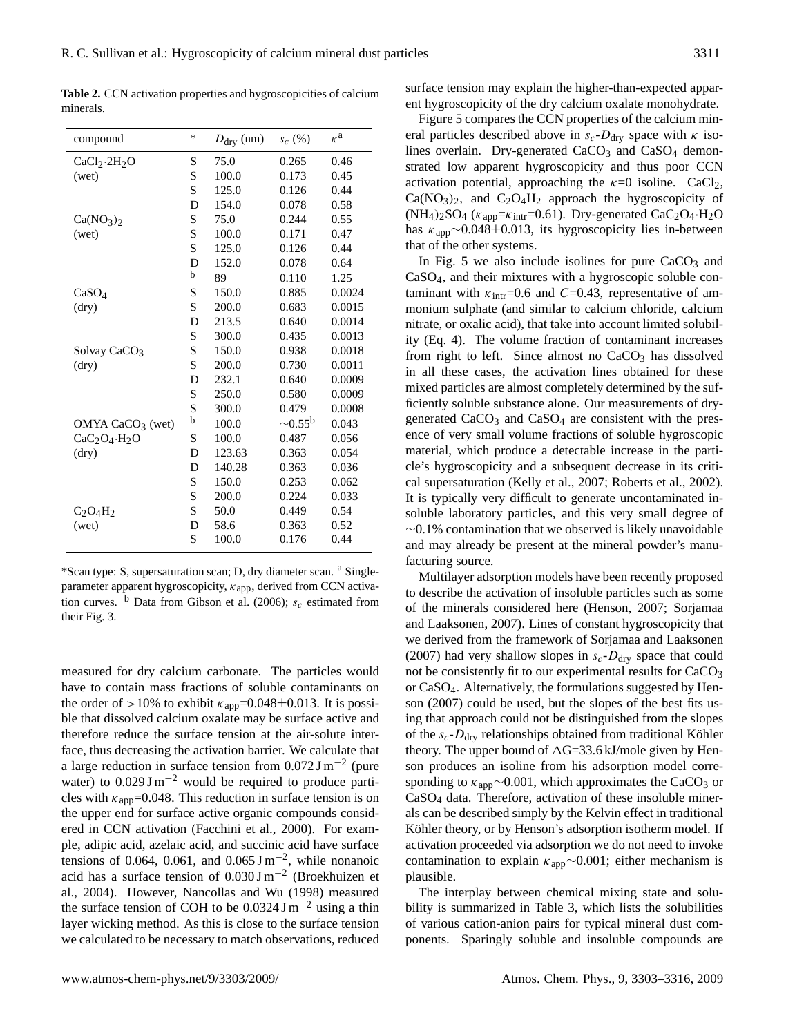**Table 2.** CCN activation properties and hygroscopicities of calcium minerals.

| compound | * | $D_{dry}$ (nm) | $s_c$ (%) | $\kappa$[a] |
|---|---|---|---|---|
| $CaCl_2 \cdot 2H_2O$ | S | 75.0 | 0.265 | 0.46 |
| (wet) | S | 100.0 | 0.173 | 0.45 |
| | S | 125.0 | 0.126 | 0.44 |
| | D | 154.0 | 0.078 | 0.58 |
| $Ca(NO_3)_2$ | S | 75.0 | 0.244 | 0.55 |
| (wet) | S | 100.0 | 0.171 | 0.47 |
| | S | 125.0 | 0.126 | 0.44 |
| | D | 152.0 | 0.078 | 0.64 |
| | [b] | 89 | 0.110 | 1.25 |
| $CaSO_4$ | S | 150.0 | 0.885 | 0.0024 |
| (dry) | S | 200.0 | 0.683 | 0.0015 |
| | D | 213.5 | 0.640 | 0.0014 |
| | S | 300.0 | 0.435 | 0.0013 |
| Solvay $CaCO_3$ | S | 150.0 | 0.938 | 0.0018 |
| (dry) | S | 200.0 | 0.730 | 0.0011 |
| | D | 232.1 | 0.640 | 0.0009 |
| | S | 250.0 | 0.580 | 0.0009 |
| | S | 300.0 | 0.479 | 0.0008 |
| OMYA $CaCO_3$ (wet) | [b] | 100.0 | $\sim$0.55[b] | 0.043 |
| $CaC_2O_4 \cdot H_2O$ | S | 100.0 | 0.487 | 0.056 |
| (dry) | D | 123.63 | 0.363 | 0.054 |
| | D | 140.28 | 0.363 | 0.036 |
| | S | 150.0 | 0.253 | 0.062 |
| | S | 200.0 | 0.224 | 0.033 |
| $C_2O_4H_2$ | S | 50.0 | 0.449 | 0.54 |
| (wet) | D | 58.6 | 0.363 | 0.52 |
| | S | 100.0 | 0.176 | 0.44 |

*Scan type: S, supersaturation scan; D, dry diameter scan. [a] Single-parameter apparent hygroscopicity, $\kappa_{app}$, derived from CCN activation curves. [b] Data from Gibson et al. (2006); $s_c$ estimated from their Fig. 3.

measured for dry calcium carbonate. The particles would have to contain mass fractions of soluble contaminants on the order of >10% to exhibit $\kappa_{app}$=0.048±0.013. It is possible that dissolved calcium oxalate may be surface active and therefore reduce the surface tension at the air-solute interface, thus decreasing the activation barrier. We calculate that a large reduction in surface tension from 0.072 J m$^{-2}$ (pure water) to 0.029 J m$^{-2}$ would be required to produce particles with $\kappa_{app}$=0.048. This reduction in surface tension is on the upper end for surface active organic compounds considered in CCN activation (Facchini et al., 2000). For example, adipic acid, azelaic acid, and succinic acid have surface tensions of 0.064, 0.061, and 0.065 J m$^{-2}$, while nonanoic acid has a surface tension of 0.030 J m$^{-2}$ (Broekhuizen et al., 2004). However, Nancollas and Wu (1998) measured the surface tension of COH to be 0.0324 J m$^{-2}$ using a thin layer wicking method. As this is close to the surface tension we calculated to be necessary to match observations, reduced surface tension may explain the higher-than-expected apparent hygroscopicity of the dry calcium oxalate monohydrate.

Figure 5 compares the CCN properties of the calcium mineral particles described above in $s_c$-$D_{dry}$ space with $\kappa$ isolines overlain. Dry-generated $CaCO_3$ and $CaSO_4$ demonstrated low apparent hygroscopicity and thus poor CCN activation potential, approaching the $\kappa$=0 isoline. $CaCl_2$, $Ca(NO_3)_2$, and $C_2O_4H_2$ approach the hygroscopicity of $(NH_4)_2SO_4$ ($\kappa_{app}$=$\kappa_{intr}$=0.61). Dry-generated $CaC_2O_4 \cdot H_2O$ has $\kappa_{app}\sim$0.048±0.013, its hygroscopicity lies in-between that of the other systems.

In Fig. 5 we also include isolines for pure $CaCO_3$ and $CaSO_4$, and their mixtures with a hygroscopic soluble contaminant with $\kappa_{intr}$=0.6 and $C$=0.43, representative of ammonium sulphate (and similar to calcium chloride, calcium nitrate, or oxalic acid), that take into account limited solubility (Eq. 4). The volume fraction of contaminant increases from right to left. Since almost no $CaCO_3$ has dissolved in all these cases, the activation lines obtained for these mixed particles are almost completely determined by the sufficiently soluble substance alone. Our measurements of dry-generated $CaCO_3$ and $CaSO_4$ are consistent with the presence of very small volume fractions of soluble hygroscopic material, which produce a detectable increase in the particle's hygroscopicity and a subsequent decrease in its critical supersaturation (Kelly et al., 2007; Roberts et al., 2002). It is typically very difficult to generate uncontaminated insoluble laboratory particles, and this very small degree of ∼0.1% contamination that we observed is likely unavoidable and may already be present at the mineral powder's manufacturing source.

Multilayer adsorption models have been recently proposed to describe the activation of insoluble particles such as some of the minerals considered here (Henson, 2007; Sorjamaa and Laaksonen, 2007). Lines of constant hygroscopicity that we derived from the framework of Sorjamaa and Laaksonen (2007) had very shallow slopes in $s_c$-$D_{dry}$ space that could not be consistently fit to our experimental results for $CaCO_3$ or $CaSO_4$. Alternatively, the formulations suggested by Henson (2007) could be used, but the slopes of the best fits using that approach could not be distinguished from the slopes of the $s_c$-$D_{dry}$ relationships obtained from traditional Köhler theory. The upper bound of $\Delta$G=33.6 kJ/mole given by Henson produces an isoline from his adsorption model corresponding to $\kappa_{app}\sim$0.001, which approximates the $CaCO_3$ or $CaSO_4$ data. Therefore, activation of these insoluble minerals can be described simply by the Kelvin effect in traditional Köhler theory, or by Henson's adsorption isotherm model. If activation proceeded via adsorption we do not need to invoke contamination to explain $\kappa_{app}\sim$0.001; either mechanism is plausible.

The interplay between chemical mixing state and solubility is summarized in Table 3, which lists the solubilities of various cation-anion pairs for typical mineral dust components. Sparingly soluble and insoluble compounds are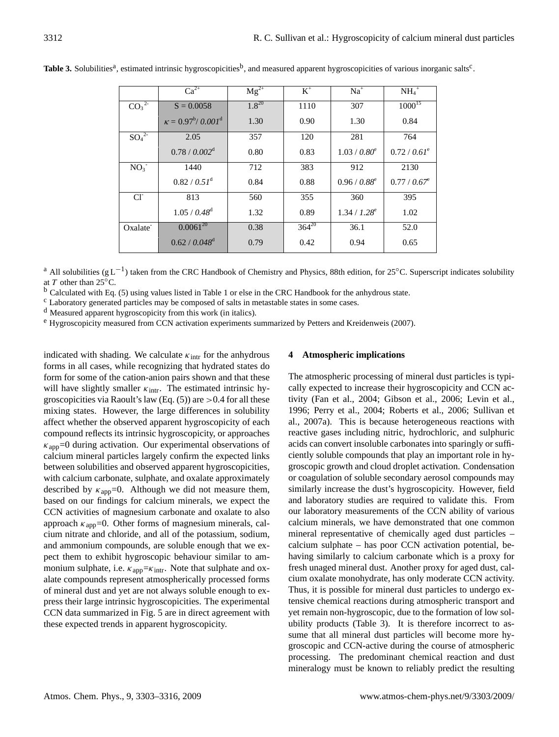**Table 3.** Solubilities[a], estimated intrinsic hygroscopicities[b], and measured apparent hygroscopicities of various inorganic salts[c].

| | $Ca^{2+}$ | $Mg^{2+}$ | $K^{+}$ | $Na^{+}$ | $NH_4^{+}$ |
|---|---|---|---|---|---|
| $CO_3^{2-}$ | S = 0.0058 | 1.8[20] | 1110 | 307 | 1000[15] |
| | $\kappa$ = 0.97[b]/ *0.001*[d] | 1.30 | 0.90 | 1.30 | 0.84 |
| $SO_4^{2-}$ | 2.05 | 357 | 120 | 281 | 764 |
| | 0.78 / *0.002*[d] | 0.80 | 0.83 | 1.03 / *0.80*[e] | 0.72 / *0.61*[e] |
| $NO_3^{-}$ | 1440 | 712 | 383 | 912 | 2130 |
| | 0.82 / *0.51*[d] | 0.84 | 0.88 | 0.96 / *0.88*[e] | 0.77 / *0.67*[e] |
| $Cl^{-}$ | 813 | 560 | 355 | 360 | 395 |
| | 1.05 / *0.48*[d] | 1.32 | 0.89 | 1.34 / *1.28*[e] | 1.02 |
| Oxalate$^{-}$ | 0.0061[20] | 0.38 | 364[20] | 36.1 | 52.0 |
| | 0.62 / *0.048*[d] | 0.79 | 0.42 | 0.94 | 0.65 |

[a] All solubilities ($g\,L^{-1}$) taken from the CRC Handbook of Chemistry and Physics, 88th edition, for 25°C. Superscript indicates solubility at $T$ other than 25°C.

[b] Calculated with Eq. (5) using values listed in Table 1 or else in the CRC Handbook for the anhydrous state.

[c] Laboratory generated particles may be composed of salts in metastable states in some cases.

[d] Measured apparent hygroscopicity from this work (in italics).

[e] Hygroscopicity measured from CCN activation experiments summarized by Petters and Kreidenweis (2007).

indicated with shading. We calculate $\kappa_{intr}$ for the anhydrous forms in all cases, while recognizing that hydrated states do form for some of the cation-anion pairs shown and that these will have slightly smaller $\kappa_{intr}$. The estimated intrinsic hygroscopicities via Raoult's law (Eq. (5)) are >0.4 for all these mixing states. However, the large differences in solubility affect whether the observed apparent hygroscopicity of each compound reflects its intrinsic hygroscopicity, or approaches $\kappa_{app}$=0 during activation. Our experimental observations of calcium mineral particles largely confirm the expected links between solubilities and observed apparent hygroscopicities, with calcium carbonate, sulphate, and oxalate approximately described by $\kappa_{app}$=0. Although we did not measure them, based on our findings for calcium minerals, we expect the CCN activities of magnesium carbonate and oxalate to also approach $\kappa_{app}$=0. Other forms of magnesium minerals, calcium nitrate and chloride, and all of the potassium, sodium, and ammonium compounds, are soluble enough that we expect them to exhibit hygroscopic behaviour similar to ammonium sulphate, i.e. $\kappa_{app}$=$\kappa_{intr}$. Note that sulphate and oxalate compounds represent atmospherically processed forms of mineral dust and yet are not always soluble enough to express their large intrinsic hygroscopicities. The experimental CCN data summarized in Fig. 5 are in direct agreement with these expected trends in apparent hygroscopicity.

## 4 Atmospheric implications

The atmospheric processing of mineral dust particles is typically expected to increase their hygroscopicity and CCN activity (Fan et al., 2004; Gibson et al., 2006; Levin et al., 1996; Perry et al., 2004; Roberts et al., 2006; Sullivan et al., 2007a). This is because heterogeneous reactions with reactive gases including nitric, hydrochloric, and sulphuric acids can convert insoluble carbonates into sparingly or sufficiently soluble compounds that play an important role in hygroscopic growth and cloud droplet activation. Condensation or coagulation of soluble secondary aerosol compounds may similarly increase the dust's hygroscopicity. However, field and laboratory studies are required to validate this. From our laboratory measurements of the CCN ability of various calcium minerals, we have demonstrated that one common mineral representative of chemically aged dust particles – calcium sulphate – has poor CCN activation potential, behaving similarly to calcium carbonate which is a proxy for fresh unaged mineral dust. Another proxy for aged dust, calcium oxalate monohydrate, has only moderate CCN activity. Thus, it is possible for mineral dust particles to undergo extensive chemical reactions during atmospheric transport and yet remain non-hygroscopic, due to the formation of low solubility products (Table 3). It is therefore incorrect to assume that all mineral dust particles will become more hygroscopic and CCN-active during the course of atmospheric processing. The predominant chemical reaction and dust mineralogy must be known to reliably predict the resulting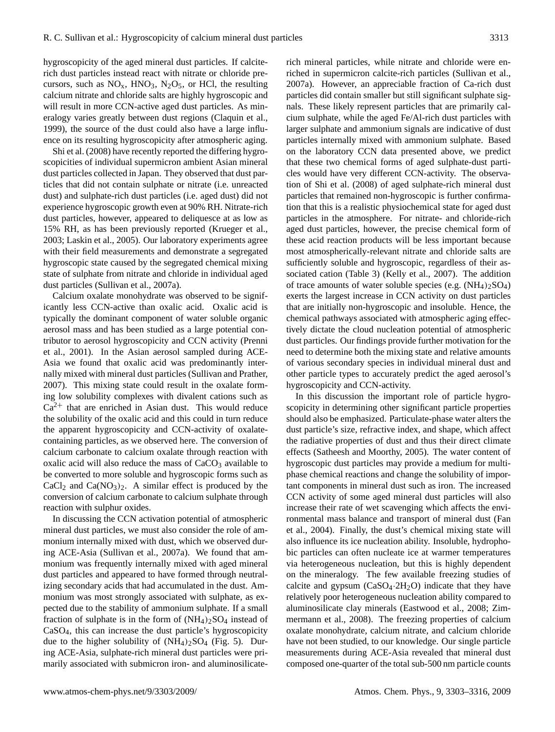hygroscopicity of the aged mineral dust particles. If calcite-rich dust particles instead react with nitrate or chloride precursors, such as $NO_x$, $HNO_3$, $N_2O_5$, or HCl, the resulting calcium nitrate and chloride salts are highly hygroscopic and will result in more CCN-active aged dust particles. As mineralogy varies greatly between dust regions (Claquin et al., 1999), the source of the dust could also have a large influence on its resulting hygroscopicity after atmospheric aging.

Shi et al. (2008) have recently reported the differing hygroscopicities of individual supermicron ambient Asian mineral dust particles collected in Japan. They observed that dust particles that did not contain sulphate or nitrate (i.e. unreacted dust) and sulphate-rich dust particles (i.e. aged dust) did not experience hygroscopic growth even at 90% RH. Nitrate-rich dust particles, however, appeared to deliquesce at as low as 15% RH, as has been previously reported (Krueger et al., 2003; Laskin et al., 2005). Our laboratory experiments agree with their field measurements and demonstrate a segregated hygroscopic state caused by the segregated chemical mixing state of sulphate from nitrate and chloride in individual aged dust particles (Sullivan et al., 2007a).

Calcium oxalate monohydrate was observed to be significantly less CCN-active than oxalic acid. Oxalic acid is typically the dominant component of water soluble organic aerosol mass and has been studied as a large potential contributor to aerosol hygroscopicity and CCN activity (Prenni et al., 2001). In the Asian aerosol sampled during ACE-Asia we found that oxalic acid was predominantly internally mixed with mineral dust particles (Sullivan and Prather, 2007). This mixing state could result in the oxalate forming low solubility complexes with divalent cations such as $Ca^{2+}$ that are enriched in Asian dust. This would reduce the solubility of the oxalic acid and this could in turn reduce the apparent hygroscopicity and CCN-activity of oxalate-containing particles, as we observed here. The conversion of calcium carbonate to calcium oxalate through reaction with oxalic acid will also reduce the mass of $CaCO_3$ available to be converted to more soluble and hygroscopic forms such as $CaCl_2$ and $Ca(NO_3)_2$. A similar effect is produced by the conversion of calcium carbonate to calcium sulphate through reaction with sulphur oxides.

In discussing the CCN activation potential of atmospheric mineral dust particles, we must also consider the role of ammonium internally mixed with dust, which we observed during ACE-Asia (Sullivan et al., 2007a). We found that ammonium was frequently internally mixed with aged mineral dust particles and appeared to have formed through neutralizing secondary acids that had accumulated in the dust. Ammonium was most strongly associated with sulphate, as expected due to the stability of ammonium sulphate. If a small fraction of sulphate is in the form of $(NH_4)_2SO_4$ instead of $CaSO_4$, this can increase the dust particle's hygroscopicity due to the higher solubility of $(NH_4)_2SO_4$ (Fig. 5). During ACE-Asia, sulphate-rich mineral dust particles were primarily associated with submicron iron- and aluminosilicate-rich mineral particles, while nitrate and chloride were enriched in supermicron calcite-rich particles (Sullivan et al., 2007a). However, an appreciable fraction of Ca-rich dust particles did contain smaller but still significant sulphate signals. These likely represent particles that are primarily calcium sulphate, while the aged Fe/Al-rich dust particles with larger sulphate and ammonium signals are indicative of dust particles internally mixed with ammonium sulphate. Based on the laboratory CCN data presented above, we predict that these two chemical forms of aged sulphate-dust particles would have very different CCN-activity. The observation of Shi et al. (2008) of aged sulphate-rich mineral dust particles that remained non-hygroscopic is further confirmation that this is a realistic physiochemical state for aged dust particles in the atmosphere. For nitrate- and chloride-rich aged dust particles, however, the precise chemical form of these acid reaction products will be less important because most atmospherically-relevant nitrate and chloride salts are sufficiently soluble and hygroscopic, regardless of their associated cation (Table 3) (Kelly et al., 2007). The addition of trace amounts of water soluble species (e.g. $(NH_4)_2SO_4$) exerts the largest increase in CCN activity on dust particles that are initially non-hygroscopic and insoluble. Hence, the chemical pathways associated with atmospheric aging effectively dictate the cloud nucleation potential of atmospheric dust particles. Our findings provide further motivation for the need to determine both the mixing state and relative amounts of various secondary species in individual mineral dust and other particle types to accurately predict the aged aerosol's hygroscopicity and CCN-activity.

In this discussion the important role of particle hygroscopicity in determining other significant particle properties should also be emphasized. Particulate-phase water alters the dust particle's size, refractive index, and shape, which affect the radiative properties of dust and thus their direct climate effects (Satheesh and Moorthy, 2005). The water content of hygroscopic dust particles may provide a medium for multiphase chemical reactions and change the solubility of important components in mineral dust such as iron. The increased CCN activity of some aged mineral dust particles will also increase their rate of wet scavenging which affects the environmental mass balance and transport of mineral dust (Fan et al., 2004). Finally, the dust's chemical mixing state will also influence its ice nucleation ability. Insoluble, hydrophobic particles can often nucleate ice at warmer temperatures via heterogeneous nucleation, but this is highly dependent on the mineralogy. The few available freezing studies of calcite and gypsum ($CaSO_4{\cdot}2H_2O$) indicate that they have relatively poor heterogeneous nucleation ability compared to aluminosilicate clay minerals (Eastwood et al., 2008; Zimmermann et al., 2008). The freezing properties of calcium oxalate monohydrate, calcium nitrate, and calcium chloride have not been studied, to our knowledge. Our single particle measurements during ACE-Asia revealed that mineral dust composed one-quarter of the total sub-500 nm particle counts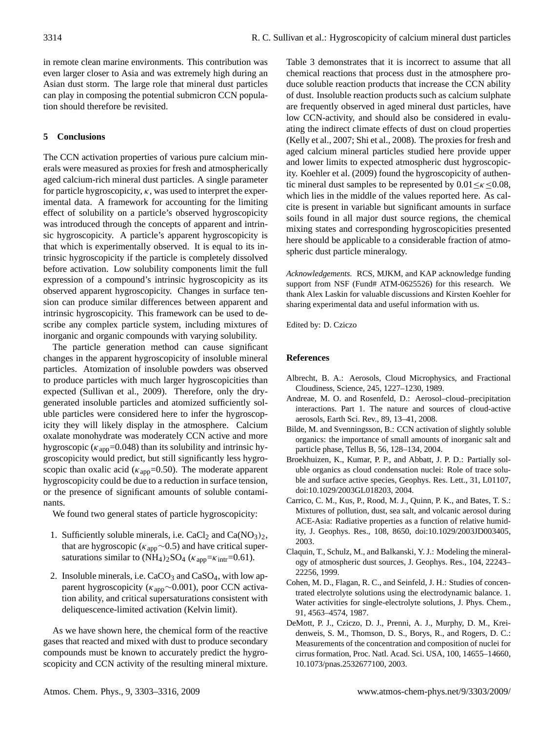in remote clean marine environments. This contribution was even larger closer to Asia and was extremely high during an Asian dust storm. The large role that mineral dust particles can play in composing the potential submicron CCN population should therefore be revisited.

## 5 Conclusions

The CCN activation properties of various pure calcium minerals were measured as proxies for fresh and atmospherically aged calcium-rich mineral dust particles. A single parameter for particle hygroscopicity, $\kappa$, was used to interpret the experimental data. A framework for accounting for the limiting effect of solubility on a particle's observed hygroscopicity was introduced through the concepts of apparent and intrinsic hygroscopicity. A particle's apparent hygroscopicity is that which is experimentally observed. It is equal to its intrinsic hygroscopicity if the particle is completely dissolved before activation. Low solubility components limit the full expression of a compound's intrinsic hygroscopicity as its observed apparent hygroscopicity. Changes in surface tension can produce similar differences between apparent and intrinsic hygroscopicity. This framework can be used to describe any complex particle system, including mixtures of inorganic and organic compounds with varying solubility.

The particle generation method can cause significant changes in the apparent hygroscopicity of insoluble mineral particles. Atomization of insoluble powders was observed to produce particles with much larger hygroscopicities than expected (Sullivan et al., 2009). Therefore, only the dry-generated insoluble particles and atomized sufficiently soluble particles were considered here to infer the hygroscopicity they will likely display in the atmosphere. Calcium oxalate monohydrate was moderately CCN active and more hygroscopic ($\kappa_{app}$=0.048) than its solubility and intrinsic hygroscopicity would predict, but still significantly less hygroscopic than oxalic acid ($\kappa_{app}$=0.50). The moderate apparent hygroscopicity could be due to a reduction in surface tension, or the presence of significant amounts of soluble contaminants.

We found two general states of particle hygroscopicity:

1. Sufficiently soluble minerals, i.e. $CaCl_2$ and $Ca(NO_3)_2$, that are hygroscopic ($\kappa_{app}$~0.5) and have critical supersaturations similar to $(NH_4)_2SO_4$ ($\kappa_{app}$=$\kappa_{intr}$=0.61).

2. Insoluble minerals, i.e. $CaCO_3$ and $CaSO_4$, with low apparent hygroscopicity ($\kappa_{app}$~0.001), poor CCN activation ability, and critical supersaturations consistent with deliquescence-limited activation (Kelvin limit).

As we have shown here, the chemical form of the reactive gases that reacted and mixed with dust to produce secondary compounds must be known to accurately predict the hygroscopicity and CCN activity of the resulting mineral mixture. Table 3 demonstrates that it is incorrect to assume that all chemical reactions that process dust in the atmosphere produce soluble reaction products that increase the CCN ability of dust. Insoluble reaction products such as calcium sulphate are frequently observed in aged mineral dust particles, have low CCN-activity, and should also be considered in evaluating the indirect climate effects of dust on cloud properties (Kelly et al., 2007; Shi et al., 2008). The proxies for fresh and aged calcium mineral particles studied here provide upper and lower limits to expected atmospheric dust hygroscopicity. Koehler et al. (2009) found the hygroscopicity of authentic mineral dust samples to be represented by $0.01 \leq \kappa \leq 0.08$, which lies in the middle of the values reported here. As calcite is present in variable but significant amounts in surface soils found in all major dust source regions, the chemical mixing states and corresponding hygroscopicities presented here should be applicable to a considerable fraction of atmospheric dust particle mineralogy.

*Acknowledgements.* RCS, MJKM, and KAP acknowledge funding support from NSF (Fund# ATM-0625526) for this research. We thank Alex Laskin for valuable discussions and Kirsten Koehler for sharing experimental data and useful information with us.

Edited by: D. Cziczo

## References

Albrecht, B. A.: Aerosols, Cloud Microphysics, and Fractional Cloudiness, Science, 245, 1227–1230, 1989.

Andreae, M. O. and Rosenfeld, D.: Aerosol–cloud–precipitation interactions. Part 1. The nature and sources of cloud-active aerosols, Earth Sci. Rev., 89, 13–41, 2008.

Bilde, M. and Svenningsson, B.: CCN activation of slightly soluble organics: the importance of small amounts of inorganic salt and particle phase, Tellus B, 56, 128–134, 2004.

Broekhuizen, K., Kumar, P. P., and Abbatt, J. P. D.: Partially soluble organics as cloud condensation nuclei: Role of trace soluble and surface active species, Geophys. Res. Lett., 31, L01107, doi:10.1029/2003GL018203, 2004.

Carrico, C. M., Kus, P., Rood, M. J., Quinn, P. K., and Bates, T. S.: Mixtures of pollution, dust, sea salt, and volcanic aerosol during ACE-Asia: Radiative properties as a function of relative humidity, J. Geophys. Res., 108, 8650, doi:10.1029/2003JD003405, 2003.

Claquin, T., Schulz, M., and Balkanski, Y. J.: Modeling the mineralogy of atmospheric dust sources, J. Geophys. Res., 104, 22243–22256, 1999.

Cohen, M. D., Flagan, R. C., and Seinfeld, J. H.: Studies of concentrated electrolyte solutions using the electrodynamic balance. 1. Water activities for single-electrolyte solutions, J. Phys. Chem., 91, 4563–4574, 1987.

DeMott, P. J., Cziczo, D. J., Prenni, A. J., Murphy, D. M., Kreidenweis, S. M., Thomson, D. S., Borys, R., and Rogers, D. C.: Measurements of the concentration and composition of nuclei for cirrus formation, Proc. Natl. Acad. Sci. USA, 100, 14655–14660, 10.1073/pnas.2532677100, 2003.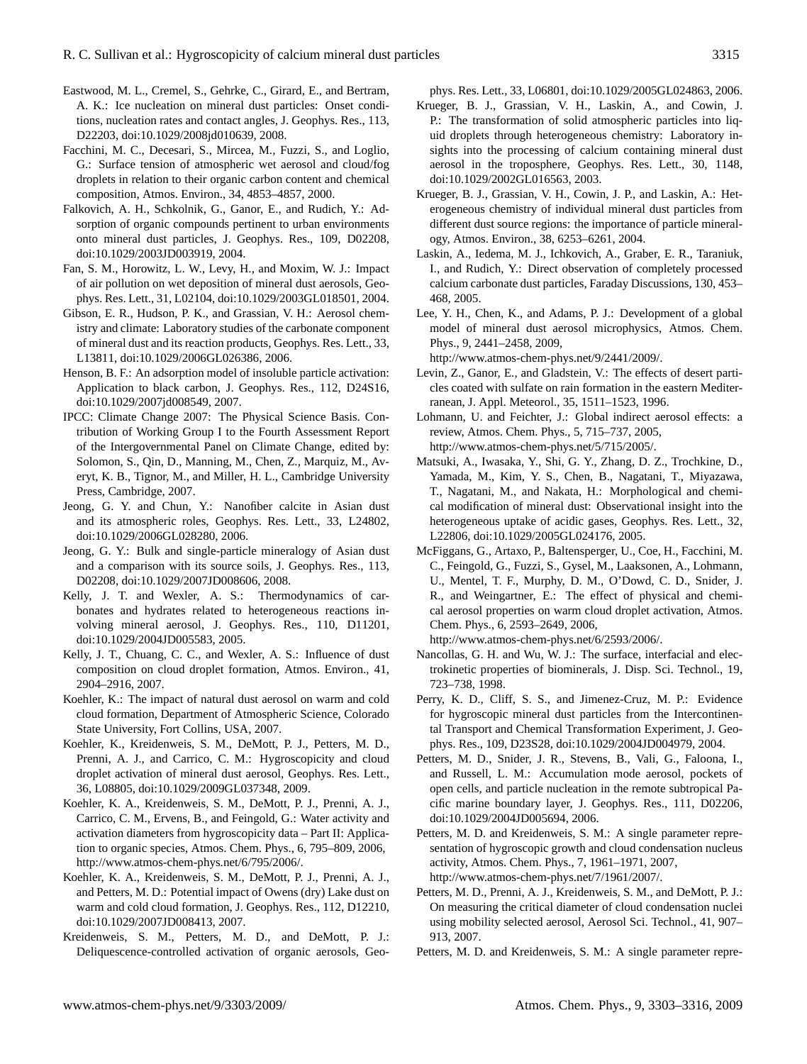Eastwood, M. L., Cremel, S., Gehrke, C., Girard, E., and Bertram, A. K.: Ice nucleation on mineral dust particles: Onset conditions, nucleation rates and contact angles, J. Geophys. Res., 113, D22203, doi:10.1029/2008jd010639, 2008.

Facchini, M. C., Decesari, S., Mircea, M., Fuzzi, S., and Loglio, G.: Surface tension of atmospheric wet aerosol and cloud/fog droplets in relation to their organic carbon content and chemical composition, Atmos. Environ., 34, 4853–4857, 2000.

Falkovich, A. H., Schkolnik, G., Ganor, E., and Rudich, Y.: Adsorption of organic compounds pertinent to urban environments onto mineral dust particles, J. Geophys. Res., 109, D02208, doi:10.1029/2003JD003919, 2004.

Fan, S. M., Horowitz, L. W., Levy, H., and Moxim, W. J.: Impact of air pollution on wet deposition of mineral dust aerosols, Geophys. Res. Lett., 31, L02104, doi:10.1029/2003GL018501, 2004.

Gibson, E. R., Hudson, P. K., and Grassian, V. H.: Aerosol chemistry and climate: Laboratory studies of the carbonate component of mineral dust and its reaction products, Geophys. Res. Lett., 33, L13811, doi:10.1029/2006GL026386, 2006.

Henson, B. F.: An adsorption model of insoluble particle activation: Application to black carbon, J. Geophys. Res., 112, D24S16, doi:10.1029/2007jd008549, 2007.

IPCC: Climate Change 2007: The Physical Science Basis. Contribution of Working Group I to the Fourth Assessment Report of the Intergovernmental Panel on Climate Change, edited by: Solomon, S., Qin, D., Manning, M., Chen, Z., Marquiz, M., Averyt, K. B., Tignor, M., and Miller, H. L., Cambridge University Press, Cambridge, 2007.

Jeong, G. Y. and Chun, Y.: Nanofiber calcite in Asian dust and its atmospheric roles, Geophys. Res. Lett., 33, L24802, doi:10.1029/2006GL028280, 2006.

Jeong, G. Y.: Bulk and single-particle mineralogy of Asian dust and a comparison with its source soils, J. Geophys. Res., 113, D02208, doi:10.1029/2007JD008606, 2008.

Kelly, J. T. and Wexler, A. S.: Thermodynamics of carbonates and hydrates related to heterogeneous reactions involving mineral aerosol, J. Geophys. Res., 110, D11201, doi:10.1029/2004JD005583, 2005.

Kelly, J. T., Chuang, C. C., and Wexler, A. S.: Influence of dust composition on cloud droplet formation, Atmos. Environ., 41, 2904–2916, 2007.

Koehler, K.: The impact of natural dust aerosol on warm and cold cloud formation, Department of Atmospheric Science, Colorado State University, Fort Collins, USA, 2007.

Koehler, K., Kreidenweis, S. M., DeMott, P. J., Petters, M. D., Prenni, A. J., and Carrico, C. M.: Hygroscopicity and cloud droplet activation of mineral dust aerosol, Geophys. Res. Lett., 36, L08805, doi:10.1029/2009GL037348, 2009.

Koehler, K. A., Kreidenweis, S. M., DeMott, P. J., Prenni, A. J., Carrico, C. M., Ervens, B., and Feingold, G.: Water activity and activation diameters from hygroscopicity data – Part II: Application to organic species, Atmos. Chem. Phys., 6, 795–809, 2006, http://www.atmos-chem-phys.net/6/795/2006/.

Koehler, K. A., Kreidenweis, S. M., DeMott, P. J., Prenni, A. J., and Petters, M. D.: Potential impact of Owens (dry) Lake dust on warm and cold cloud formation, J. Geophys. Res., 112, D12210, doi:10.1029/2007JD008413, 2007.

Kreidenweis, S. M., Petters, M. D., and DeMott, P. J.: Deliquescence-controlled activation of organic aerosols, Geophys. Res. Lett., 33, L06801, doi:10.1029/2005GL024863, 2006.

Krueger, B. J., Grassian, V. H., Laskin, A., and Cowin, J. P.: The transformation of solid atmospheric particles into liquid droplets through heterogeneous chemistry: Laboratory insights into the processing of calcium containing mineral dust aerosol in the troposphere, Geophys. Res. Lett., 30, 1148, doi:10.1029/2002GL016563, 2003.

Krueger, B. J., Grassian, V. H., Cowin, J. P., and Laskin, A.: Heterogeneous chemistry of individual mineral dust particles from different dust source regions: the importance of particle mineralogy, Atmos. Environ., 38, 6253–6261, 2004.

Laskin, A., Iedema, M. J., Ichkovich, A., Graber, E. R., Taraniuk, I., and Rudich, Y.: Direct observation of completely processed calcium carbonate dust particles, Faraday Discussions, 130, 453–468, 2005.

Lee, Y. H., Chen, K., and Adams, P. J.: Development of a global model of mineral dust aerosol microphysics, Atmos. Chem. Phys., 9, 2441–2458, 2009, http://www.atmos-chem-phys.net/9/2441/2009/.

Levin, Z., Ganor, E., and Gladstein, V.: The effects of desert particles coated with sulfate on rain formation in the eastern Mediterranean, J. Appl. Meteorol., 35, 1511–1523, 1996.

Lohmann, U. and Feichter, J.: Global indirect aerosol effects: a review, Atmos. Chem. Phys., 5, 715–737, 2005, http://www.atmos-chem-phys.net/5/715/2005/.

Matsuki, A., Iwasaka, Y., Shi, G. Y., Zhang, D. Z., Trochkine, D., Yamada, M., Kim, Y. S., Chen, B., Nagatani, T., Miyazawa, T., Nagatani, M., and Nakata, H.: Morphological and chemical modification of mineral dust: Observational insight into the heterogeneous uptake of acidic gases, Geophys. Res. Lett., 32, L22806, doi:10.1029/2005GL024176, 2005.

McFiggans, G., Artaxo, P., Baltensperger, U., Coe, H., Facchini, M. C., Feingold, G., Fuzzi, S., Gysel, M., Laaksonen, A., Lohmann, U., Mentel, T. F., Murphy, D. M., O'Dowd, C. D., Snider, J. R., and Weingartner, E.: The effect of physical and chemical aerosol properties on warm cloud droplet activation, Atmos. Chem. Phys., 6, 2593–2649, 2006, http://www.atmos-chem-phys.net/6/2593/2006/.

Nancollas, G. H. and Wu, W. J.: The surface, interfacial and electrokinetic properties of biominerals, J. Disp. Sci. Technol., 19, 723–738, 1998.

Perry, K. D., Cliff, S. S., and Jimenez-Cruz, M. P.: Evidence for hygroscopic mineral dust particles from the Intercontinental Transport and Chemical Transformation Experiment, J. Geophys. Res., 109, D23S28, doi:10.1029/2004JD004979, 2004.

Petters, M. D., Snider, J. R., Stevens, B., Vali, G., Faloona, I., and Russell, L. M.: Accumulation mode aerosol, pockets of open cells, and particle nucleation in the remote subtropical Pacific marine boundary layer, J. Geophys. Res., 111, D02206, doi:10.1029/2004JD005694, 2006.

Petters, M. D. and Kreidenweis, S. M.: A single parameter representation of hygroscopic growth and cloud condensation nucleus activity, Atmos. Chem. Phys., 7, 1961–1971, 2007, http://www.atmos-chem-phys.net/7/1961/2007/.

Petters, M. D., Prenni, A. J., Kreidenweis, S. M., and DeMott, P. J.: On measuring the critical diameter of cloud condensation nuclei using mobility selected aerosol, Aerosol Sci. Technol., 41, 907–913, 2007.

Petters, M. D. and Kreidenweis, S. M.: A single parameter repre-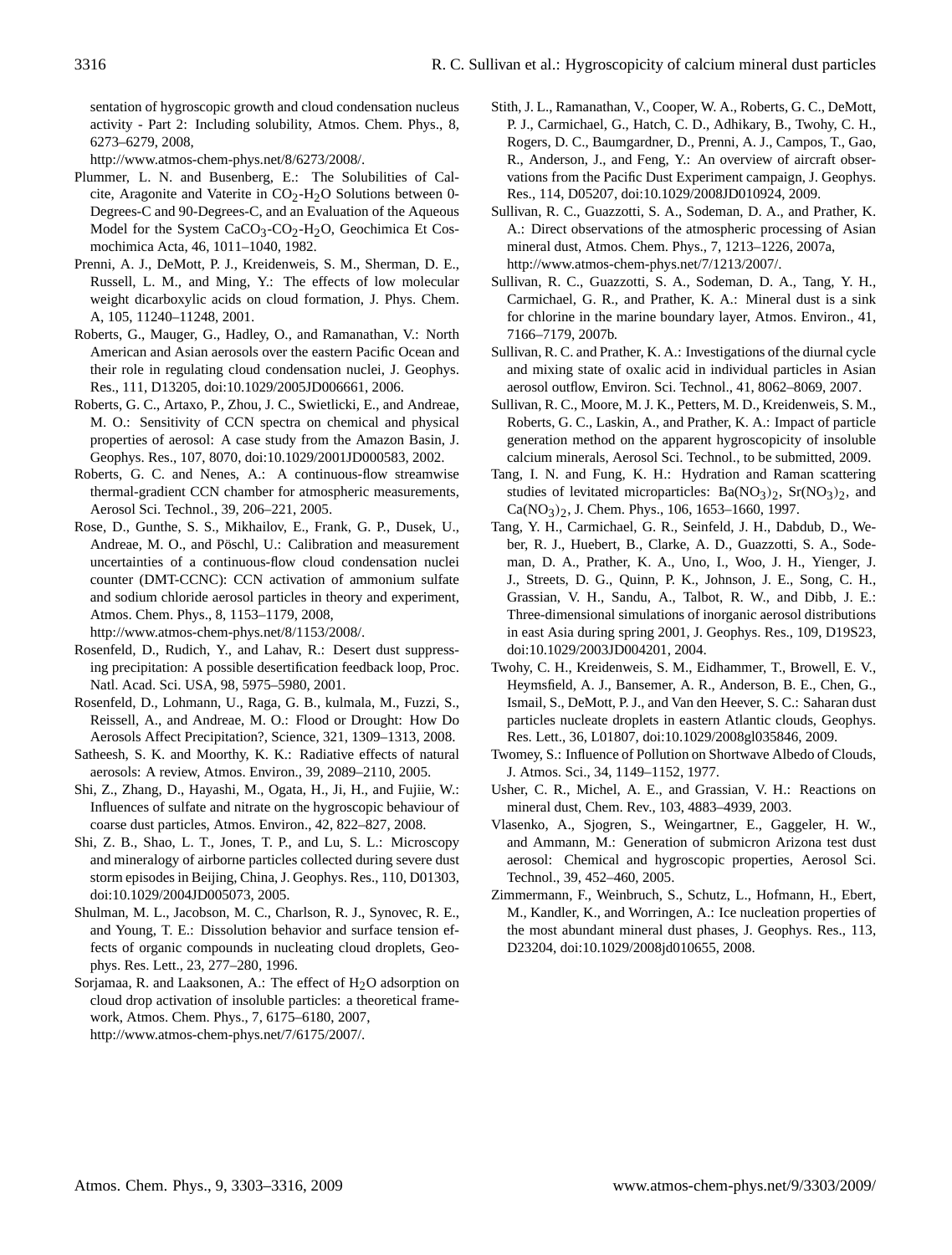sentation of hygroscopic growth and cloud condensation nucleus activity - Part 2: Including solubility, Atmos. Chem. Phys., 8, 6273–6279, 2008, http://www.atmos-chem-phys.net/8/6273/2008/.

Plummer, L. N. and Busenberg, E.: The Solubilities of Calcite, Aragonite and Vaterite in $CO_2$-$H_2O$ Solutions between 0-Degrees-C and 90-Degrees-C, and an Evaluation of the Aqueous Model for the System $CaCO_3$-$CO_2$-$H_2O$, Geochimica Et Cosmochimica Acta, 46, 1011–1040, 1982.

Prenni, A. J., DeMott, P. J., Kreidenweis, S. M., Sherman, D. E., Russell, L. M., and Ming, Y.: The effects of low molecular weight dicarboxylic acids on cloud formation, J. Phys. Chem. A, 105, 11240–11248, 2001.

Roberts, G., Mauger, G., Hadley, O., and Ramanathan, V.: North American and Asian aerosols over the eastern Pacific Ocean and their role in regulating cloud condensation nuclei, J. Geophys. Res., 111, D13205, doi:10.1029/2005JD006661, 2006.

Roberts, G. C., Artaxo, P., Zhou, J. C., Swietlicki, E., and Andreae, M. O.: Sensitivity of CCN spectra on chemical and physical properties of aerosol: A case study from the Amazon Basin, J. Geophys. Res., 107, 8070, doi:10.1029/2001JD000583, 2002.

Roberts, G. C. and Nenes, A.: A continuous-flow streamwise thermal-gradient CCN chamber for atmospheric measurements, Aerosol Sci. Technol., 39, 206–221, 2005.

Rose, D., Gunthe, S. S., Mikhailov, E., Frank, G. P., Dusek, U., Andreae, M. O., and Pöschl, U.: Calibration and measurement uncertainties of a continuous-flow cloud condensation nuclei counter (DMT-CCNC): CCN activation of ammonium sulfate and sodium chloride aerosol particles in theory and experiment, Atmos. Chem. Phys., 8, 1153–1179, 2008, http://www.atmos-chem-phys.net/8/1153/2008/.

Rosenfeld, D., Rudich, Y., and Lahav, R.: Desert dust suppressing precipitation: A possible desertification feedback loop, Proc. Natl. Acad. Sci. USA, 98, 5975–5980, 2001.

Rosenfeld, D., Lohmann, U., Raga, G. B., kulmala, M., Fuzzi, S., Reissell, A., and Andreae, M. O.: Flood or Drought: How Do Aerosols Affect Precipitation?, Science, 321, 1309–1313, 2008.

Satheesh, S. K. and Moorthy, K. K.: Radiative effects of natural aerosols: A review, Atmos. Environ., 39, 2089–2110, 2005.

Shi, Z., Zhang, D., Hayashi, M., Ogata, H., Ji, H., and Fujiie, W.: Influences of sulfate and nitrate on the hygroscopic behaviour of coarse dust particles, Atmos. Environ., 42, 822–827, 2008.

Shi, Z. B., Shao, L. T., Jones, T. P., and Lu, S. L.: Microscopy and mineralogy of airborne particles collected during severe dust storm episodes in Beijing, China, J. Geophys. Res., 110, D01303, doi:10.1029/2004JD005073, 2005.

Shulman, M. L., Jacobson, M. C., Charlson, R. J., Synovec, R. E., and Young, T. E.: Dissolution behavior and surface tension effects of organic compounds in nucleating cloud droplets, Geophys. Res. Lett., 23, 277–280, 1996.

Sorjamaa, R. and Laaksonen, A.: The effect of $H_2O$ adsorption on cloud drop activation of insoluble particles: a theoretical framework, Atmos. Chem. Phys., 7, 6175–6180, 2007, http://www.atmos-chem-phys.net/7/6175/2007/.

Stith, J. L., Ramanathan, V., Cooper, W. A., Roberts, G. C., DeMott, P. J., Carmichael, G., Hatch, C. D., Adhikary, B., Twohy, C. H., Rogers, D. C., Baumgardner, D., Prenni, A. J., Campos, T., Gao, R., Anderson, J., and Feng, Y.: An overview of aircraft observations from the Pacific Dust Experiment campaign, J. Geophys. Res., 114, D05207, doi:10.1029/2008JD010924, 2009.

Sullivan, R. C., Guazzotti, S. A., Sodeman, D. A., and Prather, K. A.: Direct observations of the atmospheric processing of Asian mineral dust, Atmos. Chem. Phys., 7, 1213–1226, 2007a, http://www.atmos-chem-phys.net/7/1213/2007/.

Sullivan, R. C., Guazzotti, S. A., Sodeman, D. A., Tang, Y. H., Carmichael, G. R., and Prather, K. A.: Mineral dust is a sink for chlorine in the marine boundary layer, Atmos. Environ., 41, 7166–7179, 2007b.

Sullivan, R. C. and Prather, K. A.: Investigations of the diurnal cycle and mixing state of oxalic acid in individual particles in Asian aerosol outflow, Environ. Sci. Technol., 41, 8062–8069, 2007.

Sullivan, R. C., Moore, M. J. K., Petters, M. D., Kreidenweis, S. M., Roberts, G. C., Laskin, A., and Prather, K. A.: Impact of particle generation method on the apparent hygroscopicity of insoluble calcium minerals, Aerosol Sci. Technol., to be submitted, 2009.

Tang, I. N. and Fung, K. H.: Hydration and Raman scattering studies of levitated microparticles: $Ba(NO_3)_2$, $Sr(NO_3)_2$, and $Ca(NO_3)_2$, J. Chem. Phys., 106, 1653–1660, 1997.

Tang, Y. H., Carmichael, G. R., Seinfeld, J. H., Dabdub, D., Weber, R. J., Huebert, B., Clarke, A. D., Guazzotti, S. A., Sodeman, D. A., Prather, K. A., Uno, I., Woo, J. H., Yienger, J. J., Streets, D. G., Quinn, P. K., Johnson, J. E., Song, C. H., Grassian, V. H., Sandu, A., Talbot, R. W., and Dibb, J. E.: Three-dimensional simulations of inorganic aerosol distributions in east Asia during spring 2001, J. Geophys. Res., 109, D19S23, doi:10.1029/2003JD004201, 2004.

Twohy, C. H., Kreidenweis, S. M., Eidhammer, T., Browell, E. V., Heymsfield, A. J., Bansemer, A. R., Anderson, B. E., Chen, G., Ismail, S., DeMott, P. J., and Van den Heever, S. C.: Saharan dust particles nucleate droplets in eastern Atlantic clouds, Geophys. Res. Lett., 36, L01807, doi:10.1029/2008gl035846, 2009.

Twomey, S.: Influence of Pollution on Shortwave Albedo of Clouds, J. Atmos. Sci., 34, 1149–1152, 1977.

Usher, C. R., Michel, A. E., and Grassian, V. H.: Reactions on mineral dust, Chem. Rev., 103, 4883–4939, 2003.

Vlasenko, A., Sjogren, S., Weingartner, E., Gaggeler, H. W., and Ammann, M.: Generation of submicron Arizona test dust aerosol: Chemical and hygroscopic properties, Aerosol Sci. Technol., 39, 452–460, 2005.

Zimmermann, F., Weinbruch, S., Schutz, L., Hofmann, H., Ebert, M., Kandler, K., and Worringen, A.: Ice nucleation properties of the most abundant mineral dust phases, J. Geophys. Res., 113, D23204, doi:10.1029/2008jd010655, 2008.